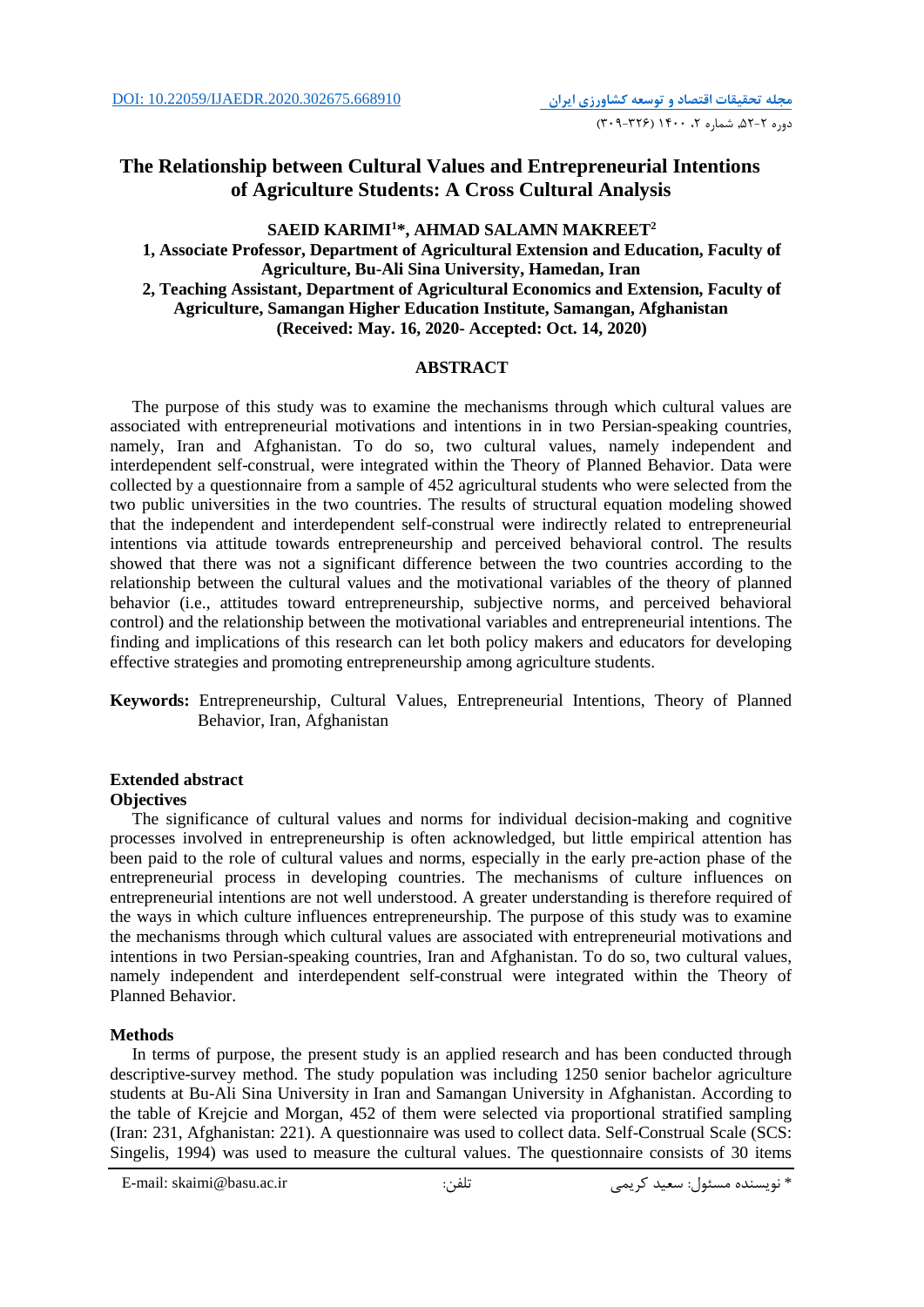DOI: 10.22059/IJAEDR.2020.302675.668910

# The Relationship between Cultural Values and Entrepreneurial Intentions of Agriculture Students: A Cross Cultural Analysis

**SAEID KARIMI[1]*, AHMAD SALAMN MAKREET[2]**

**1, Associate Professor, Department of Agricultural Extension and Education, Faculty of Agriculture, Bu-Ali Sina University, Hamedan, Iran**

**2, Teaching Assistant, Department of Agricultural Economics and Extension, Faculty of Agriculture, Samangan Higher Education Institute, Samangan, Afghanistan**

**(Received: May. 16, 2020- Accepted: Oct. 14, 2020)**

## ABSTRACT

The purpose of this study was to examine the mechanisms through which cultural values are associated with entrepreneurial motivations and intentions in in two Persian-speaking countries, namely, Iran and Afghanistan. To do so, two cultural values, namely independent and interdependent self-construal, were integrated within the Theory of Planned Behavior. Data were collected by a questionnaire from a sample of 452 agricultural students who were selected from the two public universities in the two countries. The results of structural equation modeling showed that the independent and interdependent self-construal were indirectly related to entrepreneurial intentions via attitude towards entrepreneurship and perceived behavioral control. The results showed that there was not a significant difference between the two countries according to the relationship between the cultural values and the motivational variables of the theory of planned behavior (i.e., attitudes toward entrepreneurship, subjective norms, and perceived behavioral control) and the relationship between the motivational variables and entrepreneurial intentions. The finding and implications of this research can let both policy makers and educators for developing effective strategies and promoting entrepreneurship among agriculture students.

**Keywords:** Entrepreneurship, Cultural Values, Entrepreneurial Intentions, Theory of Planned Behavior, Iran, Afghanistan

## Extended abstract

### Objectives

The significance of cultural values and norms for individual decision-making and cognitive processes involved in entrepreneurship is often acknowledged, but little empirical attention has been paid to the role of cultural values and norms, especially in the early pre-action phase of the entrepreneurial process in developing countries. The mechanisms of culture influences on entrepreneurial intentions are not well understood. A greater understanding is therefore required of the ways in which culture influences entrepreneurship. The purpose of this study was to examine the mechanisms through which cultural values are associated with entrepreneurial motivations and intentions in two Persian-speaking countries, Iran and Afghanistan. To do so, two cultural values, namely independent and interdependent self-construal were integrated within the Theory of Planned Behavior.

### Methods

In terms of purpose, the present study is an applied research and has been conducted through descriptive-survey method. The study population was including 1250 senior bachelor agriculture students at Bu-Ali Sina University in Iran and Samangan University in Afghanistan. According to the table of Krejcie and Morgan, 452 of them were selected via proportional stratified sampling (Iran: 231, Afghanistan: 221). A questionnaire was used to collect data. Self-Construal Scale (SCS: Singelis, 1994) was used to measure the cultural values. The questionnaire consists of 30 items

E-mail: skaimi@basu.ac.ir تلفن: * نویسنده مسئول: سعید کریمی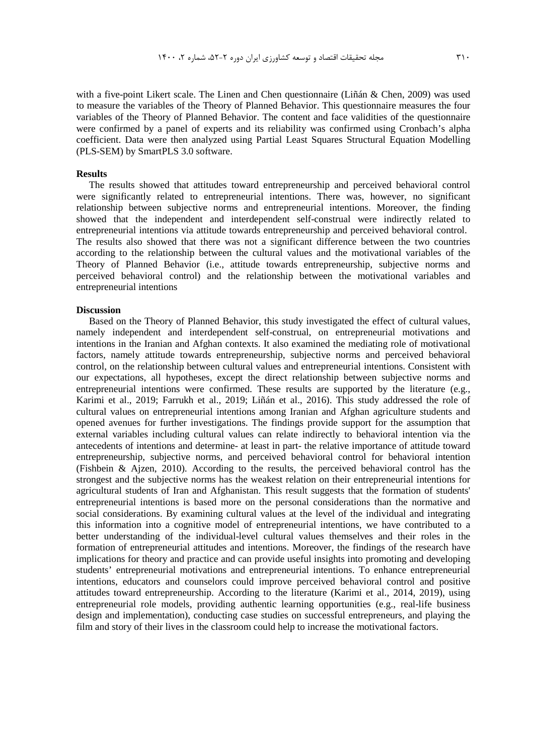with a five-point Likert scale. The Linen and Chen questionnaire (Liñán & Chen, 2009) was used to measure the variables of the Theory of Planned Behavior. This questionnaire measures the four variables of the Theory of Planned Behavior. The content and face validities of the questionnaire were confirmed by a panel of experts and its reliability was confirmed using Cronbach's alpha coefficient. Data were then analyzed using Partial Least Squares Structural Equation Modelling (PLS-SEM) by SmartPLS 3.0 software.

**Results**

The results showed that attitudes toward entrepreneurship and perceived behavioral control were significantly related to entrepreneurial intentions. There was, however, no significant relationship between subjective norms and entrepreneurial intentions. Moreover, the finding showed that the independent and interdependent self-construal were indirectly related to entrepreneurial intentions via attitude towards entrepreneurship and perceived behavioral control. The results also showed that there was not a significant difference between the two countries according to the relationship between the cultural values and the motivational variables of the Theory of Planned Behavior (i.e., attitude towards entrepreneurship, subjective norms and perceived behavioral control) and the relationship between the motivational variables and entrepreneurial intentions

**Discussion**

Based on the Theory of Planned Behavior, this study investigated the effect of cultural values, namely independent and interdependent self-construal, on entrepreneurial motivations and intentions in the Iranian and Afghan contexts. It also examined the mediating role of motivational factors, namely attitude towards entrepreneurship, subjective norms and perceived behavioral control, on the relationship between cultural values and entrepreneurial intentions. Consistent with our expectations, all hypotheses, except the direct relationship between subjective norms and entrepreneurial intentions were confirmed. These results are supported by the literature (e.g., Karimi et al., 2019; Farrukh et al., 2019; Liñán et al., 2016). This study addressed the role of cultural values on entrepreneurial intentions among Iranian and Afghan agriculture students and opened avenues for further investigations. The findings provide support for the assumption that external variables including cultural values can relate indirectly to behavioral intention via the antecedents of intentions and determine- at least in part- the relative importance of attitude toward entrepreneurship, subjective norms, and perceived behavioral control for behavioral intention (Fishbein & Ajzen, 2010). According to the results, the perceived behavioral control has the strongest and the subjective norms has the weakest relation on their entrepreneurial intentions for agricultural students of Iran and Afghanistan. This result suggests that the formation of students' entrepreneurial intentions is based more on the personal considerations than the normative and social considerations. By examining cultural values at the level of the individual and integrating this information into a cognitive model of entrepreneurial intentions, we have contributed to a better understanding of the individual-level cultural values themselves and their roles in the formation of entrepreneurial attitudes and intentions. Moreover, the findings of the research have implications for theory and practice and can provide useful insights into promoting and developing students' entrepreneurial motivations and entrepreneurial intentions. To enhance entrepreneurial intentions, educators and counselors could improve perceived behavioral control and positive attitudes toward entrepreneurship. According to the literature (Karimi et al., 2014, 2019), using entrepreneurial role models, providing authentic learning opportunities (e.g., real-life business design and implementation), conducting case studies on successful entrepreneurs, and playing the film and story of their lives in the classroom could help to increase the motivational factors.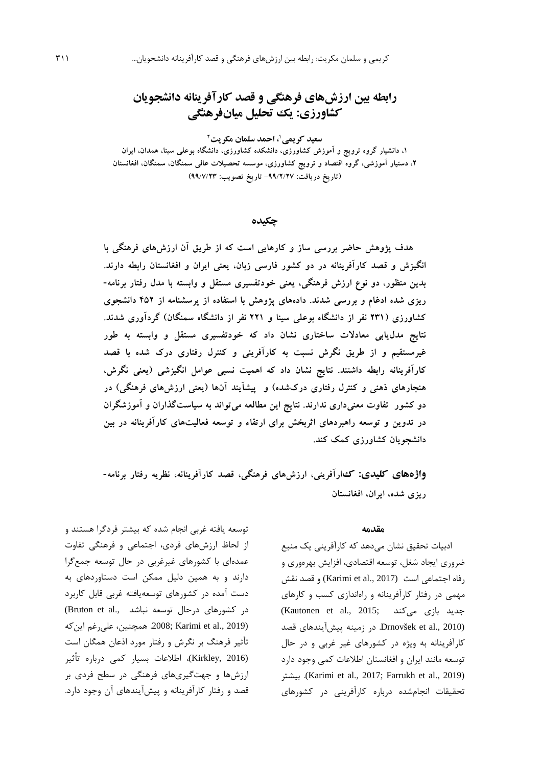# رابطه بین ارزش‌های فرهنگی و قصد کارآفرینانه دانشجویان کشاورزی: یک تحلیل میان‌فرهنگی

**سعید کریمی[1]، احمد سلمان مکریت[2]**

۱، دانشیار گروه ترویج و آموزش کشاورزی، دانشکده کشاورزی، دانشگاه بوعلی سینا، همدان، ایران
۲، دستیار آموزشی، گروه اقتصاد و ترویج کشاورزی، موسسه تحصیلات عالی سمنگان، سمنگان، افغانستان
(تاریخ دریافت: ۹۹/۲/۲۷- تاریخ تصویب: ۹۹/۷/۲۳)

## چکیده

**هدف پژوهش حاضر بررسی ساز و کارهایی است که از طریق آن ارزش‌های فرهنگی با انگیزش و قصد کارآفرینانه در دو کشور فارسی زبان، یعنی ایران و افغانستان رابطه دارند. بدین منظور، دو نوع ارزش فرهنگی، یعنی خودتفسیری مستقل و وابسته با مدل رفتار برنامه‌ریزی شده ادغام و بررسی شدند. داده‌های پژوهش با استفاده از پرسشنامه از ۴۵۲ دانشجوی کشاورزی (۲۳۱ نفر از دانشگاه بوعلی سینا و ۲۲۱ نفر از دانشگاه سمنگان) گردآوری شدند. نتایج مدل‌یابی معادلات ساختاری نشان داد که خودتفسیری مستقل و وابسته به طور غیرمستقیم و از طریق نگرش نسبت به کارآفرینی و کنترل رفتاری درک شده با قصد کارآفرینانه رابطه داشتند. نتایج نشان داد که اهمیت نسبی عوامل انگیزشی (یعنی نگرش، هنجارهای ذهنی و کنترل رفتاری درک‌شده) و پیشآیند آن‌ها (یعنی ارزش‌های فرهنگی) در دو کشور تفاوت معنی‌داری ندارند. نتایج این مطالعه می‌تواند به سیاست‌گذاران و آموزشگران در تدوین و توسعه راهبردهای اثربخش برای ارتقاء و توسعه فعالیت‌های کارآفرینانه در بین دانشجویان کشاورزی کمک کند.**

**واژه‌های کلیدی:** **کارآفرینی، ارزش‌های فرهنگی، قصد کارآفرینانه، نظریه رفتار برنامه‌ریزی شده، ایران، افغانستان**

## مقدمه

ادبیات تحقیق نشان می‌دهد که کارآفرینی یک منبع ضروری ایجاد شغل، توسعه اقتصادی، افزایش بهره‌وری و رفاه اجتماعی است (Karimi et al., 2017) و قصد نقش مهمی در رفتار کارآفرینانه و راه‌اندازی کسب و کارهای جدید بازی می‌کند (Kautonen et al., 2015; Drnovšek et al., 2010). در زمینه پیش‌آیندهای قصد کارآفرینانه به ویژه در کشورهای غیر غربی و در حال توسعه مانند ایران و افغانستان اطلاعات کمی وجود دارد (Karimi et al., 2017; Farrukh et al., 2019). بیشتر تحقیقات انجام‌شده درباره کارآفرینی در کشورهای توسعه یافته غربی انجام شده که بیشتر فردگرا هستند و از لحاظ ارزش‌های فردی، اجتماعی و فرهنگی تفاوت عمده‌ای با کشورهای غیرغربی در حال توسعه جمع‌گرا دارند و به همین دلیل ممکن است دستاوردهای به دست آمده در کشورهای توسعه‌یافته غربی قابل کاربرد در کشورهای درحال توسعه نباشد (Bruton et al., 2008; Karimi et al., 2019). همچنین، علی‌رغم این‌که تأثیر فرهنگ بر نگرش و رفتار مورد اذعان همگان است (Kirkley, 2016)، اطلاعات بسیار کمی درباره تأثیر ارزش‌ها و جهت‌گیری‌های فرهنگی در سطح فردی بر قصد و رفتار کارآفرینانه و پیش‌آیندهای آن وجود دارد.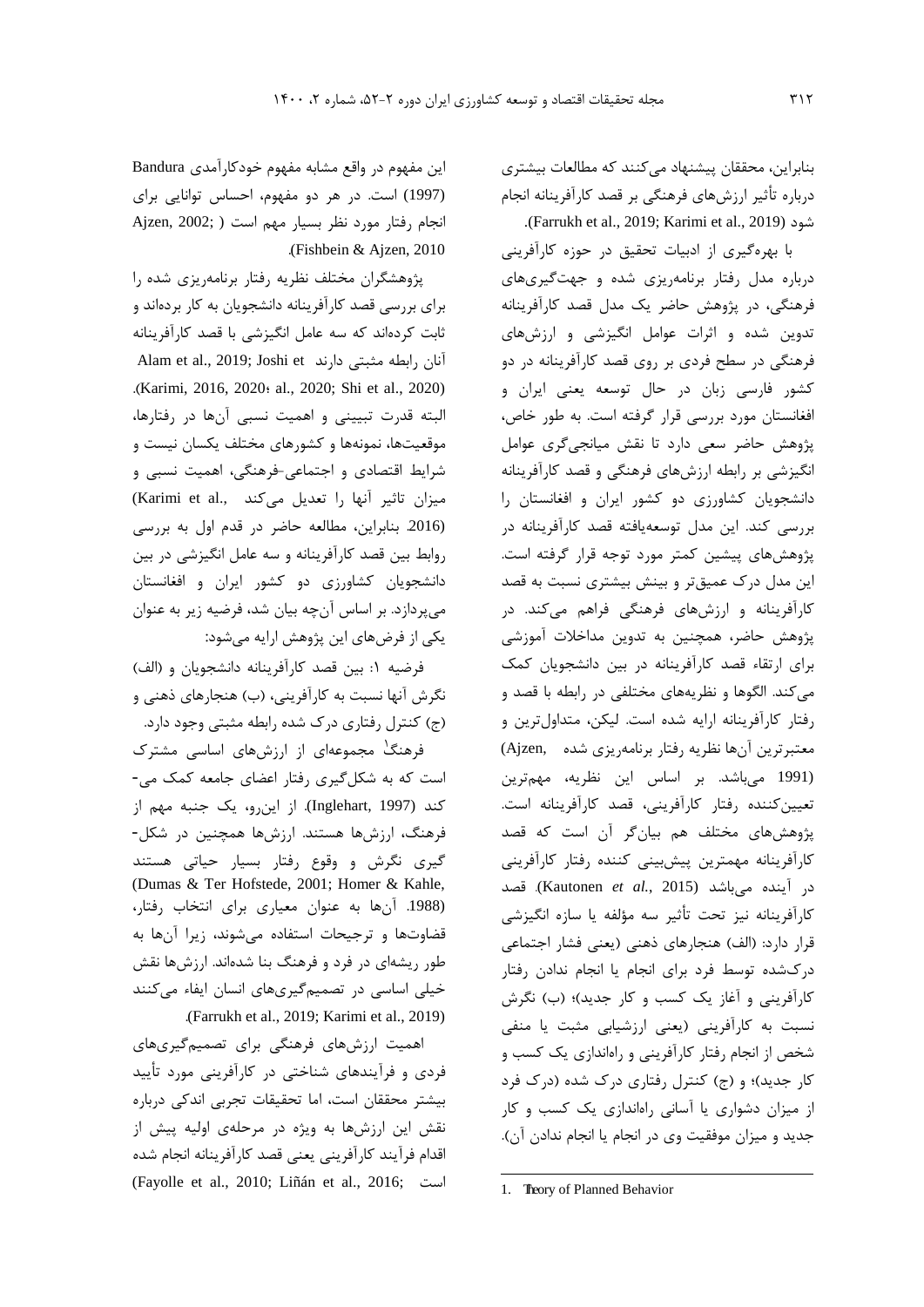بنابراین، محققان پیشنهاد می‌کنند که مطالعات بیشتری درباره تأثیر ارزش‌های فرهنگی بر قصد کارآفرینانه انجام شود (Farrukh et al., 2019; Karimi et al., 2019).

با بهره‌گیری از ادبیات تحقیق در حوزه کارآفرینی درباره مدل رفتار برنامه‌ریزی شده و جهت‌گیری‌های فرهنگی، در پژوهش حاضر یک مدل قصد کارآفرینانه تدوین شده و اثرات عوامل انگیزشی و ارزش‌های فرهنگی در سطح فردی بر روی قصد کارآفرینانه در دو کشور فارسی زبان در حال توسعه یعنی ایران و افغانستان مورد بررسی قرار گرفته است. به طور خاص، پژوهش حاضر سعی دارد تا نقش میانجی‌گری عوامل انگیزشی بر رابطه ارزش‌های فرهنگی و قصد کارآفرینانه دانشجویان کشاورزی دو کشور ایران و افغانستان را بررسی کند. این مدل توسعه‌یافته قصد کارآفرینانه در پژوهش‌های پیشین کمتر مورد توجه قرار گرفته است. این مدل درک عمیق‌تر و بینش بیشتری نسبت به قصد کارآفرینانه و ارزش‌های فرهنگی فراهم می‌کند. در پژوهش حاضر، همچنین به تدوین مداخلات آموزشی برای ارتقاء قصد کارآفرینانه در بین دانشجویان کمک می‌کند. الگوها و نظریه‌های مختلفی در رابطه با قصد و رفتار کارآفرینانه ارایه شده است. لیکن، متداول‌ترین و معتبرترین آن‌ها نظریه رفتار برنامه‌ریزی شده[1] (Ajzen, 1991) می‌باشد. بر اساس این نظریه، مهم‌ترین تعیین‌کننده رفتار کارآفرینی، قصد کارآفرینانه است. پژوهش‌های مختلف هم بیان‌گر آن است که قصد کارآفرینانه مهمترین پیش‌بینی کننده رفتار کارآفرینی در آینده می‌باشد (Kautonen *et al.*, 2015). قصد کارآفرینانه نیز تحت تأثیر سه مؤلفه یا سازه انگیزشی قرار دارد: (الف) هنجارهای ذهنی (یعنی فشار اجتماعی درک‌شده توسط فرد برای انجام یا انجام ندادن رفتار کارآفرینی و آغاز یک کسب و کار جدید)؛ (ب) نگرش نسبت به کارآفرینی (یعنی ارزشیابی مثبت یا منفی شخص از انجام رفتار کارآفرینی و راه‌اندازی یک کسب و کار جدید)؛ و (ج) کنترل رفتاری درک شده (درک فرد از میزان دشواری یا آسانی راه‌اندازی یک کسب و کار جدید و میزان موفقیت وی در انجام یا انجام ندادن آن).

این مفهوم در واقع مشابه مفهوم خودکارآمدی Bandura (1997) است. در هر دو مفهوم، احساس توانایی برای انجام رفتار مورد نظر بسیار مهم است (Ajzen, 2002; Fishbein & Ajzen, 2010).

پژوهشگران مختلف نظریه رفتار برنامه‌ریزی شده را برای بررسی قصد کارآفرینانه دانشجویان به کار برده‌اند و ثابت کرده‌اند که سه عامل انگیزشی با قصد کارآفرینانه آنان رابطه مثبتی دارند (Alam et al., 2019; Joshi et al., 2020; Karimi, 2016, 2020؛ Shi et al., 2020). البته قدرت تبیینی و اهمیت نسبی آن‌ها در رفتارها، موقعیت‌ها، نمونه‌ها و کشورهای مختلف یکسان نیست و شرایط اقتصادی و اجتماعی-فرهنگی، اهمیت نسبی و میزان تاثیر آنها را تعدیل می‌کند (Karimi et al., 2016). بنابراین، مطالعه حاضر در قدم اول به بررسی روابط بین قصد کارآفرینانه و سه عامل انگیزشی در بین دانشجویان کشاورزی دو کشور ایران و افغانستان می‌پردازد. بر اساس آن‌چه بیان شد، فرضیه زیر به عنوان یکی از فرض‌های این پژوهش ارایه می‌شود:

فرضیه ۱: بین قصد کارآفرینانه دانشجویان و (الف) نگرش آنها نسبت به کارآفرینی، (ب) هنجارهای ذهنی و (ج) کنترل رفتاری درک شده رابطه مثبتی وجود دارد.

فرهنگ مجموعه‌ای از ارزش‌های اساسی مشترک است که به شکل‌گیری رفتار اعضای جامعه کمک می‌کند (Inglehart, 1997). از این‌رو، یک جنبه مهم از فرهنگ، ارزش‌ها هستند. ارزش‌ها همچنین در شکل‌گیری نگرش و وقوع رفتار بسیار حیاتی هستند (Dumas & Ter Hofstede, 2001; Homer & Kahle, 1988). آن‌ها به عنوان معیاری برای انتخاب رفتار، قضاوت‌ها و ترجیحات استفاده می‌شوند، زیرا آن‌ها به طور ریشه‌ای در فرد و فرهنگ بنا شده‌اند. ارزش‌ها نقش خیلی اساسی در تصمیم‌گیری‌های انسان ایفاء می‌کنند (Farrukh et al., 2019; Karimi et al., 2019).

اهمیت ارزش‌های فرهنگی برای تصمیم‌گیری‌های فردی و فرآیندهای شناختی در کارآفرینی مورد تأیید بیشتر محققان است، اما تحقیقات تجربی اندکی درباره نقش این ارزش‌ها به ویژه در مرحله‌ی اولیه پیش از اقدام فرآیند کارآفرینی یعنی قصد کارآفرینانه انجام شده است (Fayolle et al., 2010; Liñán et al., 2016;

---

1. Theory of Planned Behavior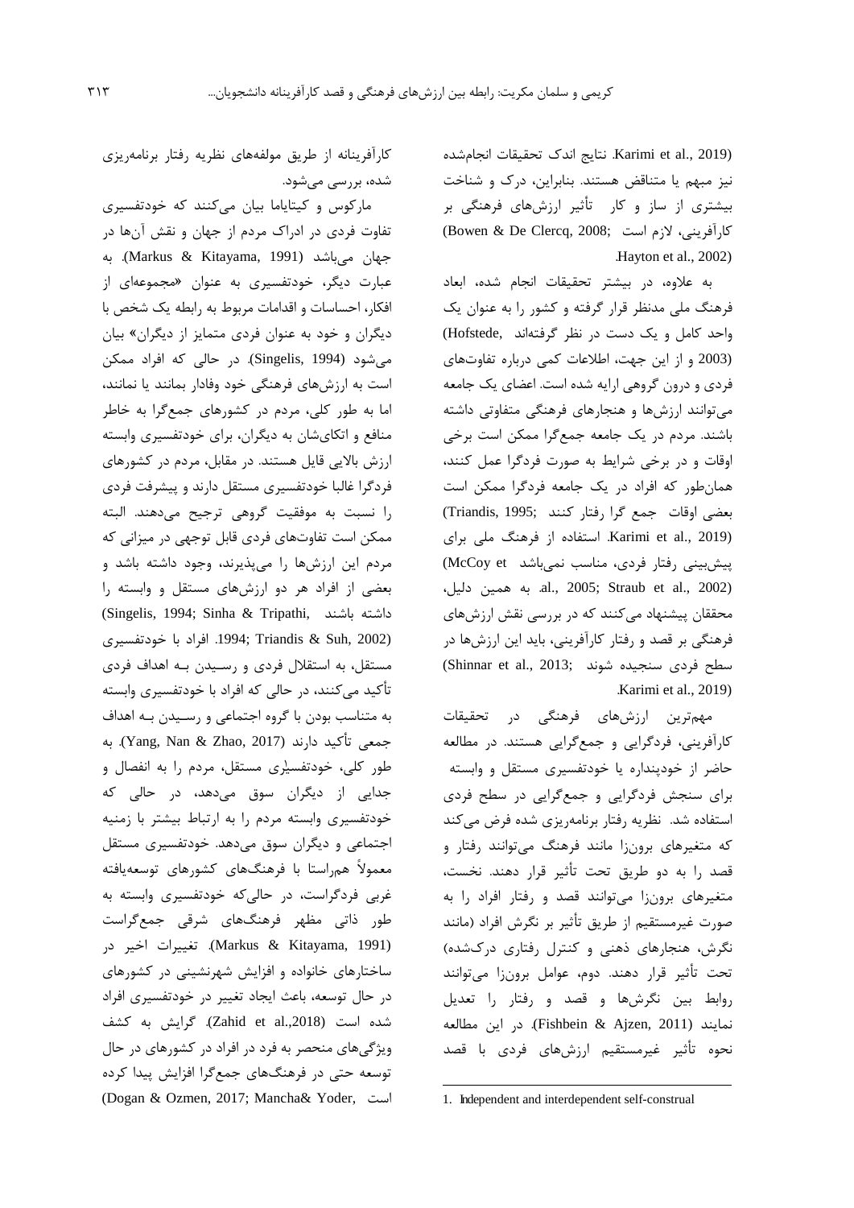(Karimi et al., 2019). نتایج اندک تحقیقات انجام‌شده نیز مبهم یا متناقض هستند. بنابراین، درک و شناخت بیشتری از ساز و کار تأثیر ارزش‌های فرهنگی بر کارآفرینی، لازم است (Bowen & De Clercq, 2008; Hayton et al., 2002).

به علاوه، در بیشتر تحقیقات انجام شده، ابعاد فرهنگ ملی مدنظر قرار گرفته و کشور را به عنوان یک واحد کامل و یک دست در نظر گرفته‌اند (Hofstede, 2003) و از این جهت، اطلاعات کمی درباره تفاوت‌های فردی و درون گروهی ارایه شده است. اعضای یک جامعه می‌توانند ارزش‌ها و هنجارهای فرهنگی متفاوتی داشته باشند. مردم در یک جامعه جمع‌گرا ممکن است برخی اوقات و در برخی شرایط به صورت فردگرا عمل کنند، همان‌طور که افراد در یک جامعه فردگرا ممکن است بعضی اوقات جمع گرا رفتار کنند (Triandis, 1995; Karimi et al., 2019). استفاده از فرهنگ ملی برای پیش‌بینی رفتار فردی، مناسب نمی‌باشد (McCoy et al., 2005; Straub et al., 2002). به همین دلیل، محققان پیشنهاد می‌کنند که در بررسی نقش ارزش‌های فرهنگی بر قصد و رفتار کارآفرینی، باید این ارزش‌ها در سطح فردی سنجیده شوند (Shinnar et al., 2013; Karimi et al., 2019).

مهم‌ترین ارزش‌های فرهنگی در تحقیقات کارآفرینی، فردگرایی و جمع‌گرایی هستند. در مطالعه حاضر از خودپنداره یا خودتفسیری مستقل و وابسته[1] برای سنجش فردگرایی و جمع‌گرایی در سطح فردی استفاده شد. نظریه رفتار برنامه‌ریزی شده فرض می‌کند که متغیرهای برون‌زا مانند فرهنگ می‌توانند رفتار و قصد را به دو طریق تحت تأثیر قرار دهند. نخست، متغیرهای برون‌زا می‌توانند قصد و رفتار افراد را به صورت غیرمستقیم از طریق تأثیر بر نگرش افراد (مانند نگرش، هنجارهای ذهنی و کنترل رفتاری درک‌شده) تحت تأثیر قرار دهند. دوم، عوامل برون‌زا می‌توانند روابط بین نگرش‌ها و قصد و رفتار را تعدیل نمایند (Fishbein & Ajzen, 2011). در این مطالعه نحوه تأثیر غیرمستقیم ارزش‌های فردی با قصد کارآفرینانه از طریق مولفه‌های نظریه رفتار برنامه‌ریزی شده، بررسی می‌شود.

مارکوس و کیتایاما بیان می‌کنند که خودتفسیری تفاوت فردی در ادراک مردم از جهان و نقش آن‌ها در جهان می‌باشد (Markus & Kitayama, 1991). به عبارت دیگر، خودتفسیری به عنوان «مجموعه‌ای از افکار، احساسات و اقدامات مربوط به رابطه یک شخص با دیگران و خود به عنوان یک فردی متمایز از دیگران» بیان می‌شود (Singelis, 1994). در حالی که افراد ممکن است به ارزش‌های فرهنگی خود وفادار بمانند یا نمانند، اما به طور کلی، مردم در کشورهای جمع‌گرا به خاطر منافع و اتکای‌شان به دیگران، برای خودتفسیری وابسته ارزش بالایی قایل هستند. در مقابل، مردم در کشورهای فردگرا غالبا خودتفسیری مستقل دارند و پیشرفت فردی را نسبت به موفقیت گروهی ترجیح می‌دهند. البته ممکن است تفاوت‌های فردی قابل توجهی در میزانی که مردم این ارزش‌ها را می‌پذیرند، وجود داشته باشد و بعضی از افراد هر دو ارزش‌های مستقل و وابسته را داشته باشند (Singelis, 1994; Sinha & Tripathi, 1994; Triandis & Suh, 2002). افراد با خودتفسیری مستقل، به استقلال فردی و رسیدن به اهداف فردی تأکید می‌کنند، در حالی که افراد با خودتفسیری وابسته به متناسب بودن با گروه اجتماعی و رسیدن به اهداف جمعی تأکید دارند (Yang, Nan & Zhao, 2017). به طور کلی، خودتفسیری مستقل، مردم را به انفصال و جدایی از دیگران سوق می‌دهد، در حالی که خودتفسیری وابسته مردم را به ارتباط بیشتر با زمینه اجتماعی و دیگران سوق می‌دهد. خودتفسیری مستقل معمولاً همراستا با فرهنگ‌های کشورهای توسعه‌یافته غربی فردگراست، در حالی‌که خودتفسیری وابسته به طور ذاتی مظهر فرهنگ‌های شرقی جمع‌گراست (Markus & Kitayama, 1991). تغییرات اخیر در ساختارهای خانواده و افزایش شهرنشینی در کشورهای در حال توسعه، باعث ایجاد تغییر در خودتفسیری افراد شده است (Zahid et al.,2018). گرایش به کشف ویژگی‌های منحصر به فرد در افراد در کشورهای در حال توسعه حتی در فرهنگ‌های جمع‌گرا افزایش پیدا کرده است (Dogan & Ozmen, 2017; Mancha& Yoder,

1. Independent and interdependent self-construal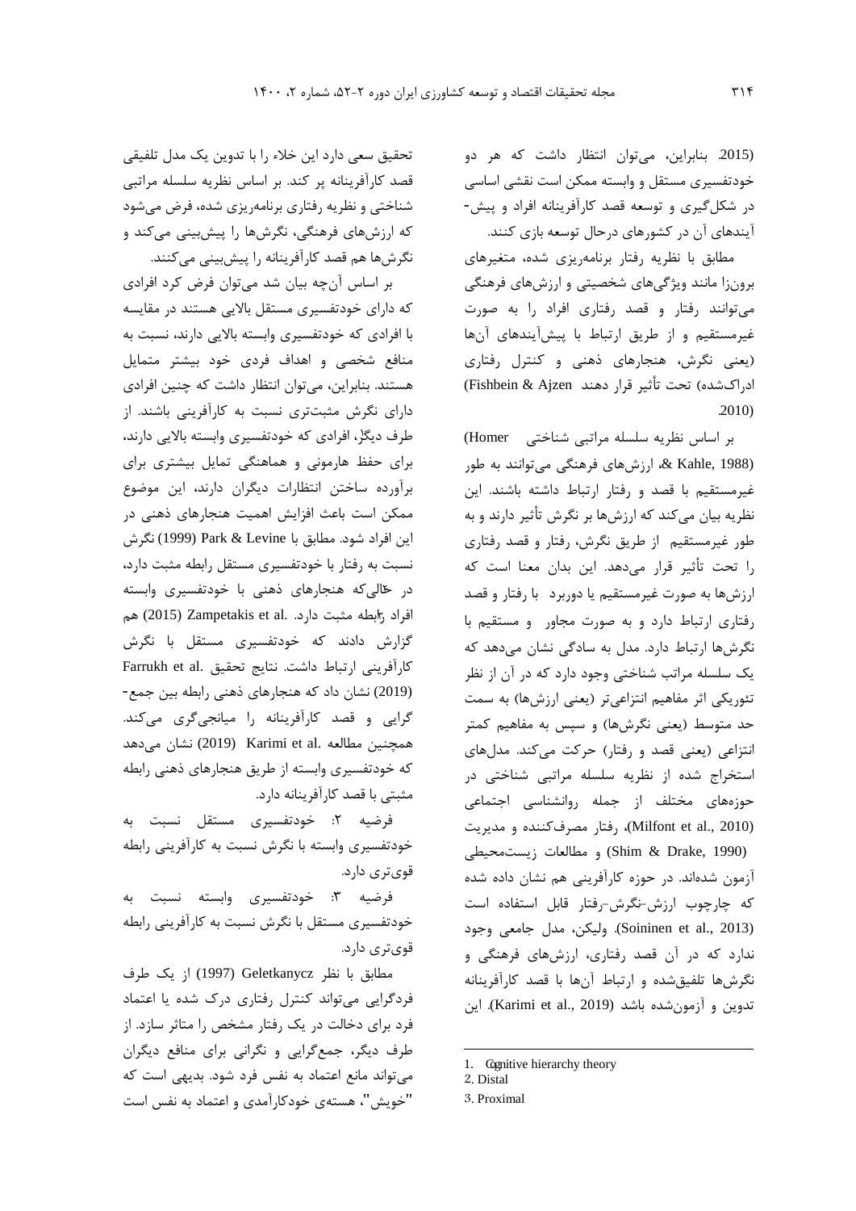2015). بنابراین، می‌توان انتظار داشت که هر دو خودتفسیری مستقل و وابسته ممکن است نقشی اساسی در شکل‌گیری و توسعه قصد کارآفرینانه افراد و پیش‌آیندهای آن در کشورهای درحال توسعه بازی کنند.

مطابق با نظریه رفتار برنامه‌ریزی شده، متغیرهای برونزا مانند ویژگی‌های شخصیتی و ارزش‌های فرهنگی می‌توانند رفتار و قصد رفتاری افراد را به صورت غیرمستقیم و از طریق ارتباط با پیش‌آیندهای آن‌ها (یعنی نگرش، هنجارهای ذهنی و کنترل رفتاری ادراک‌شده) تحت تأثیر قرار دهند (Fishbein & Ajzen 2010).

بر اساس نظریه سلسله مراتبی شناختی[1] (Homer & Kahle, 1988)، ارزش‌های فرهنگی می‌توانند به طور غیرمستقیم با قصد و رفتار ارتباط داشته باشند. این نظریه بیان می‌کند که ارزش‌ها بر نگرش تأثیر دارند و به طور غیرمستقیم از طریق نگرش، رفتار و قصد رفتاری را تحت تأثیر قرار می‌دهد. این بدان معنا است که ارزش‌ها به صورت غیرمستقیم یا دوربرد[2] با رفتار و قصد رفتاری ارتباط دارد و به صورت مجاور[3] و مستقیم با نگرش‌ها ارتباط دارد. مدل به سادگی نشان می‌دهد که یک سلسله مراتب شناختی وجود دارد که در آن از نظر تئوریکی اثر مفاهیم انتزاعی‌تر (یعنی ارزش‌ها) به سمت حد متوسط (یعنی نگرش‌ها) و سپس به مفاهیم کمتر انتزاعی (یعنی قصد و رفتار) حرکت می‌کند. مدل‌های استخراج شده از نظریه سلسله مراتبی شناختی در حوزه‌های مختلف از جمله روانشناسی اجتماعی (Milfont et al., 2010)، رفتار مصرف‌کننده و مدیریت (Shim & Drake, 1990) و مطالعات زیست‌محیطی آزمون شده‌اند. در حوزه کارآفرینی هم نشان داده شده که چارچوب ارزش-نگرش-رفتار قابل استفاده است (Soininen et al., 2013). ولیکن، مدل جامعی وجود ندارد که در آن قصد رفتاری، ارزش‌های فرهنگی و نگرش‌ها تلفیق‌شده و ارتباط آن‌ها با قصد کارآفرینانه تدوین و آزمون‌شده باشد (Karimi et al., 2019). این تحقیق سعی دارد این خلاء را با تدوین یک مدل تلفیقی قصد کارآفرینانه پر کند. بر اساس نظریه سلسله مراتبی شناختی و نظریه رفتاری برنامه‌ریزی شده، فرض می‌شود که ارزش‌های فرهنگی، نگرش‌ها را پیش‌بینی می‌کند و نگرش‌ها هم قصد کارآفرینانه را پیش‌بینی می‌کنند.

بر اساس آن‌چه بیان شد می‌توان فرض کرد افرادی که دارای خودتفسیری مستقل بالایی هستند در مقایسه با افرادی که خودتفسیری وابسته بالایی دارند، نسبت به منافع شخصی و اهداف فردی خود بیشتر متمایل هستند. بنابراین، می‌توان انتظار داشت که چنین افرادی دارای نگرش مثبت‌تری نسبت به کارآفرینی باشند. از طرف دیگر، افرادی که خودتفسیری وابسته بالایی دارند، برای حفظ هارمونی و هماهنگی تمایل بیشتری برای برآورده ساختن انتظارات دیگران دارند، این موضوع ممکن است باعث افزایش اهمیت هنجارهای ذهنی در این افراد شود. مطابق با Park & Levine (1999) نگرش نسبت به رفتار با خودتفسیری مستقل رابطه مثبت دارد، در حالی‌که هنجارهای ذهنی با خودتفسیری وابسته افراد رابطه مثبت دارد. Zampetakis et al. (2015) هم گزارش دادند که خودتفسیری مستقل با نگرش کارآفرینی ارتباط داشت. نتایج تحقیق Farrukh et al. (2019) نشان داد که هنجارهای ذهنی رابطه بین جمع‌گرایی و قصد کارآفرینانه را میانجی‌گری می‌کند. همچنین مطالعه Karimi et al. (2019) نشان می‌دهد که خودتفسیری وابسته از طریق هنجارهای ذهنی رابطه مثبتی با قصد کارآفرینانه دارد.

فرضیه ۲: خودتفسیری مستقل نسبت به خودتفسیری وابسته با نگرش نسبت به کارآفرینی رابطه قوی‌تری دارد.

فرضیه ۳: خودتفسیری وابسته نسبت به خودتفسیری مستقل با نگرش نسبت به کارآفرینی رابطه قوی‌تری دارد.

مطابق با نظر Geletkanycz (1997) از یک طرف فردگرایی می‌تواند کنترل رفتاری درک شده یا اعتماد فرد برای دخالت در یک رفتار مشخص را متاثر سازد. از طرف دیگر، جمع‌گرایی و نگرانی برای منافع دیگران می‌تواند مانع اعتماد به نفس فرد شود. بدیهی است که "خویش"، هسته‌ی خودکارآمدی و اعتماد به نفس است

---

1. Cognitive hierarchy theory
2. Distal
3. Proximal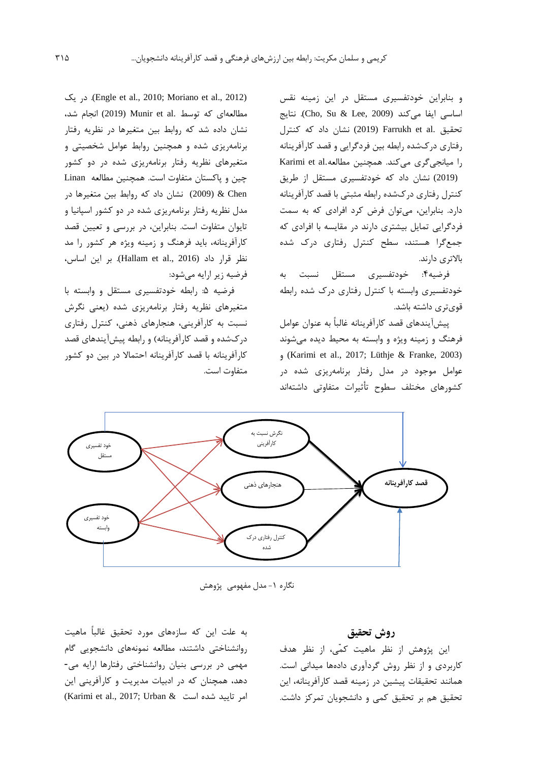و بنابراین خودتفسیری مستقل در این زمینه نقش اساسی ایفا می‌کند (Cho, Su & Lee, 2009). نتایج تحقیق Farrukh et al. (2019) نشان داد که کنترل رفتاری درک‌شده رابطه بین فردگرایی و قصد کارآفرینانه را میانجی‌گری می‌کند. همچنین مطالعه Karimi et al. (2019) نشان داد که خودتفسیری مستقل از طریق کنترل رفتاری درک‌شده رابطه مثبتی با قصد کارآفرینانه دارد. بنابراین، می‌توان فرض کرد افرادی که به سمت فردگرایی تمایل بیشتری دارند در مقایسه با افرادی که جمع‌گرا هستند، سطح کنترل رفتاری درک شده بالاتری دارند.

فرضیه۴: خودتفسیری مستقل نسبت به خودتفسیری وابسته با کنترل رفتاری درک شده رابطه قوی‌تری داشته باشد.

پیش‌آیندهای قصد کارآفرینانه غالباً به عنوان عوامل فرهنگ و زمینه ویژه و وابسته به محیط دیده می‌شوند (Karimi et al., 2017; Lüthje & Franke, 2003) و عوامل موجود در مدل رفتار برنامه‌ریزی شده در کشورهای مختلف سطوح تأثیرات متفاوتی داشته‌اند (Engle et al., 2010; Moriano et al., 2012). در یک مطالعه‌ای که توسط Munir et al. (2019) انجام شد، نشان داده شد که روابط بین متغیرها در نظریه رفتار برنامه‌ریزی شده و همچنین روابط عوامل شخصیتی و متغیرهای نظریه رفتار برنامه‌ریزی شده در دو کشور چین و پاکستان متفاوت است. همچنین مطالعه Linan & Chen (2009) نشان داد که روابط بین متغیرها در مدل نظریه رفتار برنامه‌ریزی شده در دو کشور اسپانیا و تایوان متفاوت است. بنابراین، در بررسی و تعیین قصد کارآفرینانه، باید فرهنگ و زمینه ویژه هر کشور را مد نظر قرار داد (Hallam et al., 2016). بر این اساس، فرضیه زیر ارایه می‌شود:

فرضیه ۵: رابطه خودتفسیری مستقل و وابسته با متغیرهای نظریه رفتار برنامه‌ریزی شده (یعنی نگرش نسبت به کارآفرینی، هنجارهای ذهنی، کنترل رفتاری درک‌شده و قصد کارآفرینانه) و رابطه پیش‌آیندهای قصد کارآفرینانه با قصد کارآفرینانه احتمالا در بین دو کشور متفاوت است.

نگاره ۱- مدل مفهومی پژوهش

## روش تحقیق

این پژوهش از نظر ماهیت کمّی، از نظر هدف کاربردی و از نظر روش گردآوری داده‌ها میدانی است. همانند تحقیقات پیشین در زمینه قصد کارآفرینانه، این تحقیق هم بر تحقیق کمی و دانشجویان تمرکز داشت.

به علت این که سازه‌های مورد تحقیق غالباً ماهیت روانشناختی داشتند، مطالعه نمونه‌های دانشجویی گام مهمی در بررسی بنیان روانشناختی رفتارها ارایه می‌دهد، همچنان که در ادبیات مدیریت و کارآفرینی این امر تایید شده است (Karimi et al., 2017; Urban &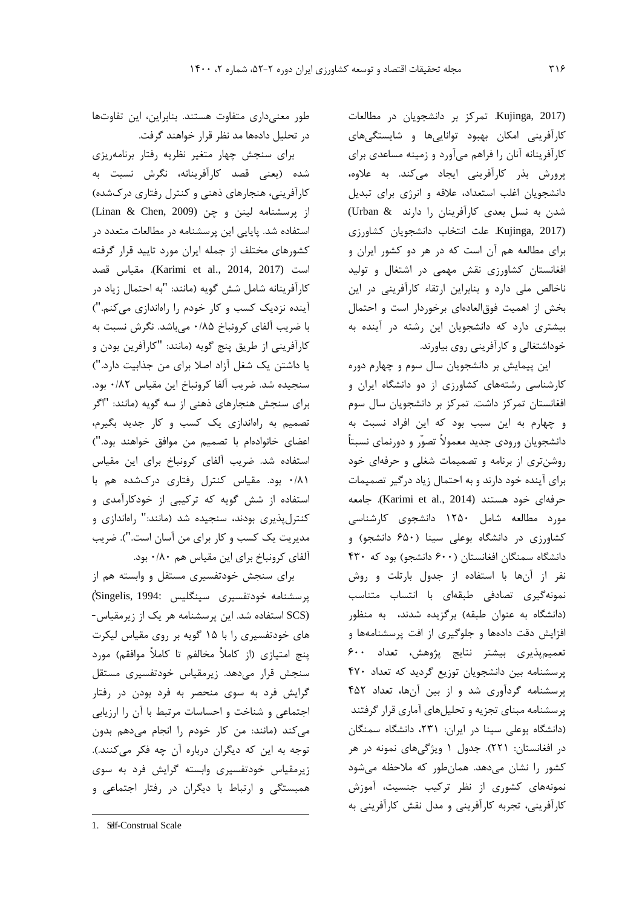(Kujinga, 2017). تمرکز بر دانشجویان در مطالعات کارآفرینی امکان بهبود توانایی‌ها و شایستگی‌های کارآفرینانه آنان را فراهم می‌آورد و زمینه مساعدی برای پرورش بذر کارآفرینی ایجاد می‌کند. به علاوه، دانشجویان اغلب استعداد، علاقه و انرژی برای تبدیل شدن به نسل بعدی کارآفرینان را دارند (Urban & Kujinga, 2017). علت انتخاب دانشجویان کشاورزی برای مطالعه هم آن است که در هر دو کشور ایران و افغانستان کشاورزی نقش مهمی در اشتغال و تولید ناخالص ملی دارد و بنابراین ارتقاء کارآفرینی در این بخش از اهمیت فوق‌العاده‌ای برخوردار است و احتمال بیشتری دارد که دانشجویان این رشته در آینده به خوداشتغالی و کارآفرینی روی بیاورند.

این پیمایش بر دانشجویان سال سوم و چهارم دوره کارشناسی رشته‌های کشاورزی از دو دانشگاه ایران و افغانستان تمرکز داشت. تمرکز بر دانشجویان سال سوم و چهارم به این سبب بود که این افراد نسبت به دانشجویان ورودی جدید معمولاً تصوّر و دورنمای نسبتاً روشن‌تری از برنامه و تصمیمات شغلی و حرفه‌ای خود برای آینده خود دارند و به احتمال زیاد درگیر تصمیمات حرفه‌ای خود هستند (Karimi et al., 2014). جامعه مورد مطالعه شامل ۱۲۵۰ دانشجوی کارشناسی کشاورزی در دانشگاه بوعلی سینا (۶۵۰ دانشجو) و دانشگاه سمنگان افغانستان (۶۰۰ دانشجو) بود که ۴۳۰ نفر از آن‌ها با استفاده از جدول بارتلت و روش نمونه‌گیری تصادفی طبقه‌ای با انتساب متناسب (دانشگاه به عنوان طبقه) برگزیده شدند، به منظور افزایش دقت داده‌ها و جلوگیری از افت پرسشنامه‌ها و تعمیم‌پذیری بیشتر نتایج پژوهش، تعداد ۶۰۰ پرسشنامه بین دانشجویان توزیع گردید که تعداد ۴۷۰ پرسشنامه گردآوری شد و از بین آن‌ها، تعداد ۴۵۲ پرسشنامه مبنای تجزیه و تحلیل‌های آماری قرار گرفتند (دانشگاه بوعلی سینا در ایران: ۲۳۱، دانشگاه سمنگان در افغانستان: ۲۲۱). جدول ۱ ویژگی‌های نمونه در هر کشور را نشان می‌دهد. همان‌طور که ملاحظه می‌شود نمونه‌های کشوری از نظر ترکیب جنسیت، آموزش کارآفرینی، تجربه کارآفرینی و مدل نقش کارآفرینی به طور معنی‌داری متفاوت هستند. بنابراین، این تفاوت‌ها در تحلیل داده‌ها مد نظر قرار خواهند گرفت.

برای سنجش چهار متغیر نظریه رفتار برنامه‌ریزی شده (یعنی قصد کارآفرینانه، نگرش نسبت به کارآفرینی، هنجارهای ذهنی و کنترل رفتاری درک‌شده) از پرسشنامه لینن و چن (Linan & Chen, 2009) استفاده شد. پایایی این پرسشنامه در مطالعات متعدد در کشورهای مختلف از جمله ایران مورد تایید قرار گرفته است (Karimi et al., 2014, 2017). مقیاس قصد کارآفرینانه شامل شش گویه (مانند: "به احتمال زیاد در آینده نزدیک کسب و کار خودم را راه‌اندازی می‌کنم.") با ضریب آلفای کرونباخ ۰/۸۵ می‌باشد. نگرش نسبت به کارآفرینی از طریق پنج گویه (مانند: "کارآفرین بودن و یا داشتن یک شغل آزاد اصلا برای من جذابیت دارد.") سنجیده شد. ضریب آلفا کرونباخ این مقیاس ۰/۸۲ بود. برای سنجش هنجارهای ذهنی از سه گویه (مانند: "اگر تصمیم به راه‌اندازی یک کسب و کار جدید بگیرم، اعضای خانواده‌ام با تصمیم من موافق خواهند بود.") استفاده شد. ضریب آلفای کرونباخ برای این مقیاس ۰/۸۱ بود. مقیاس کنترل رفتاری درک‌شده هم با استفاده از شش گویه که ترکیبی از خودکارآمدی و کنترل‌پذیری بودند، سنجیده شد (مانند:" راه‌اندازی و مدیریت یک کسب و کار برای من آسان است."). ضریب آلفای کرونباخ برای این مقیاس هم ۰/۸۰ بود.

برای سنجش خودتفسیری مستقل و وابسته هم از پرسشنامه خودتفسیری سینگلیس (Singelis, 1994: SCS)[1] استفاده شد. این پرسشنامه هر یک از زیرمقیاس‌های خودتفسیری را با ۱۵ گویه بر روی مقیاس لیکرت پنج امتیازی (از کاملاً مخالفم تا کاملاً موافقم) مورد سنجش قرار می‌دهد. زیرمقیاس خودتفسیری مستقل گرایش فرد به سوی منحصر به فرد بودن در رفتار اجتماعی و شناخت و احساسات مرتبط با آن را ارزیابی می‌کند (مانند: من کار خودم را انجام می‌دهم بدون توجه به این که دیگران درباره آن چه فکر می‌کنند.). زیرمقیاس خودتفسیری وابسته گرایش فرد به سوی همبستگی و ارتباط با دیگران در رفتار اجتماعی و

---

1. Self-Construal Scale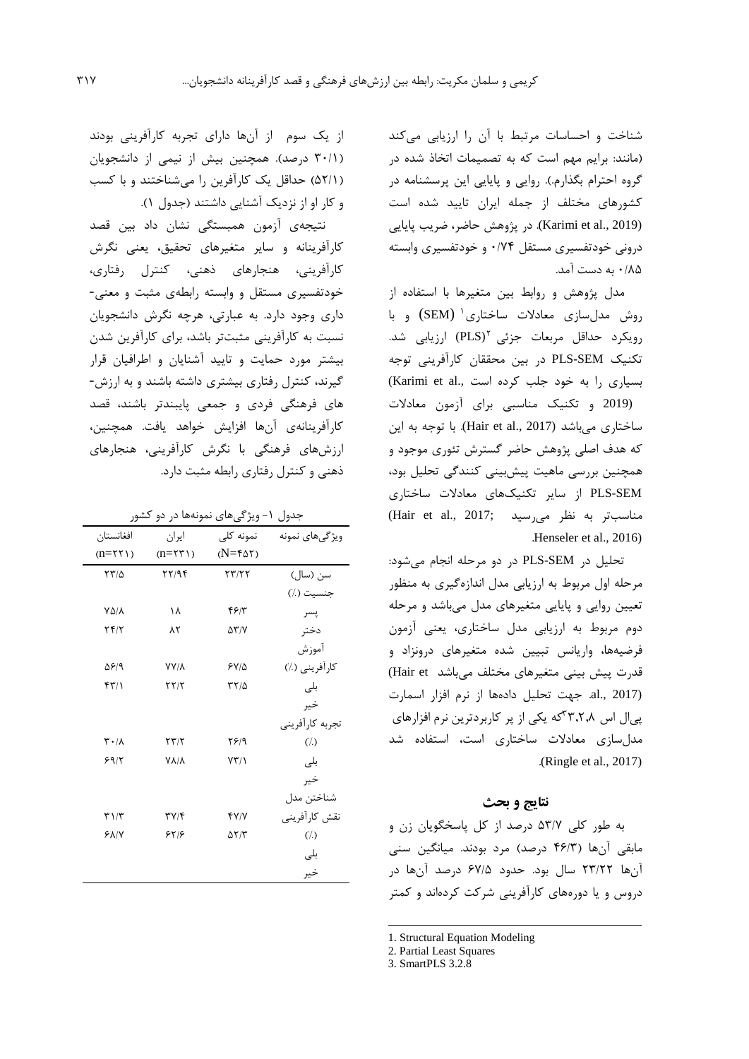شناخت و احساسات مرتبط با آن را ارزیابی می‌کند (مانند: برایم مهم است که به تصمیمات اتخاذ شده در گروه احترام بگذارم.). روایی و پایایی این پرسشنامه در کشورهای مختلف از جمله ایران تایید شده است (Karimi et al., 2019). در پژوهش حاضر، ضریب پایایی درونی خودتفسیری مستقل ۰/۷۴ و خودتفسیری وابسته ۰/۸۵ به دست آمد.

مدل پژوهش و روابط بین متغیرها با استفاده از روش مدل‌سازی معادلات ساختاری[1] (SEM) و با رویکرد حداقل مربعات جزئی[2] (PLS) ارزیابی شد. تکنیک PLS-SEM در بین محققان کارآفرینی توجه بسیاری را به خود جلب کرده است (Karimi et al., 2019) و تکنیک مناسبی برای آزمون معادلات ساختاری می‌باشد (Hair et al., 2017). با توجه به این که هدف اصلی پژوهش حاضر گسترش تئوری موجود و همچنین بررسی ماهیت پیش‌بینی کننندگی تحلیل بود، PLS-SEM از سایر تکنیک‌های معادلات ساختاری مناسب‌تر به نظر می‌رسید (Hair et al., 2017; Henseler et al., 2016).

تحلیل در PLS-SEM در دو مرحله انجام می‌شود: مرحله اول مربوط به ارزیابی مدل اندازه‌گیری به منظور تعیین روایی و پایایی متغیرهای مدل می‌باشد و مرحله دوم مربوط به ارزیابی مدل ساختاری، یعنی آزمون فرضیه‌ها، واریانس تبیین شده متغیرهای درونزاد و قدرت پیش بینی متغیرهای مختلف می‌باشد (Hair et al., 2017). جهت تحلیل داده‌ها از نرم افزار اسمارت پی‌ال اس ۳,۲,۸[3] که یکی از پر کاربردترین نرم افزارهای مدل‌سازی معادلات ساختاری است، استفاده شد (Ringle et al., 2017).

## نتایج و بحث

به طور کلی ۵۳/۷ درصد از کل پاسخگویان زن و مابقی آن‌ها (۴۶/۳ درصد) مرد بودند. میانگین سنی آن‌ها ۲۳/۲۲ سال بود. حدود ۶۷/۵ درصد آن‌ها در دروس و یا دوره‌های کارآفرینی شرکت کرده‌اند و کمتر از یک سوم از آن‌ها دارای تجربه کارآفرینی بودند (۳۰/۱ درصد). همچنین بیش از نیمی از دانشجویان (۵۲/۱) حداقل یک کارآفرین را می‌شناختند و با کسب و کار او از نزدیک آشنایی داشتند (جدول ۱).

نتیجه‌ی آزمون همبستگی نشان داد بین قصد کارآفرینانه و سایر متغیرهای تحقیق، یعنی نگرش کارآفرینی، هنجارهای ذهنی، کنترل رفتاری، خودتفسیری مستقل و وابسته رابطه‌ی مثبت و معنی‌داری وجود دارد. به عبارتی، هرچه نگرش دانشجویان نسبت به کارآفرینی مثبت‌تر باشد، برای کارآفرین شدن بیشتر مورد حمایت و تایید آشنایان و اطرافیان قرار گیرند، کنترل رفتاری بیشتری داشته باشند و به ارزش‌های فرهنگی فردی و جمعی پایبندتر باشند، قصد کارآفرینانه‌ی آن‌ها افزایش خواهد یافت. همچنین، ارزش‌های فرهنگی با نگرش کارآفرینی، هنجارهای ذهنی و کنترل رفتاری رابطه مثبت دارد.

جدول ۱- ویژگی‌های نمونه‌ها در دو کشور

| ویژگی‌های نمونه | نمونه کلی (N=۴۵۲) | ایران (n=۲۳۱) | افغانستان (n=۲۲۱) |
|---|---|---|---|
| سن (سال) | ۲۳/۲۲ | ۲۲/۹۴ | ۲۳/۵ |
| جنسیت (٪) | | | |
| پسر | ۴۶/۳ | ۱۸ | ۷۵/۸ |
| دختر | ۵۳/۷ | ۸۲ | ۲۴/۲ |
| آموزش | | | |
| کارآفرینی (٪) | ۶۷/۵ | ۷۷/۸ | ۵۶/۹ |
| بلی | ۳۲/۵ | ۲۲/۲ | ۴۳/۱ |
| خیر | | | |
| تجربه کارآفرینی | | | |
| (٪) | ۲۶/۹ | ۲۳/۲ | ۳۰/۸ |
| بلی | ۷۳/۱ | ۷۸/۸ | ۶۹/۲ |
| خیر | | | |
| شناختن مدل | | | |
| نقش کارآفرینی | ۴۷/۷ | ۳۷/۴ | ۳۱/۳ |
| (٪) | ۵۲/۳ | ۶۲/۶ | ۶۸/۷ |
| بلی | | | |
| خیر | | | |

1. Structural Equation Modeling
2. Partial Least Squares
3. SmartPLS 3.2.8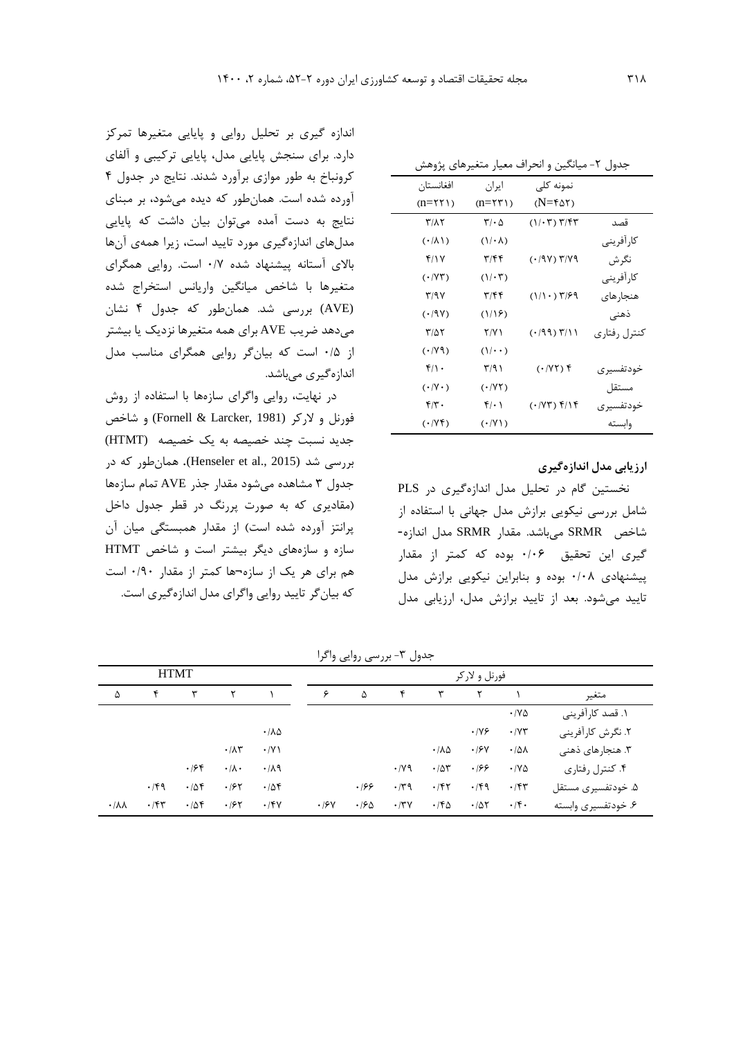جدول ۲- میانگین و انحراف معیار متغیرهای پژوهش

| | نمونه کلی (N=۴۵۲) | ایران (n=۲۳۱) | افغانستان (n=۲۲۱) |
|---|---|---|---|
| قصد کارآفرینی | (۱/۰۳) ۳/۴۳ | ۳/۰۵ (۱/۰۸) | ۳/۸۲ (۰/۸۱) |
| نگرش کارآفرینی | (۰/۹۷) ۳/۷۹ | ۳/۴۴ (۱/۰۳) | ۴/۱۷ (۰/۷۳) |
| هنجارهای ذهنی | (۱/۱۰) ۳/۶۹ | ۳/۴۴ (۱/۱۶) | ۳/۹۷ (۰/۹۷) |
| کنترل رفتاری | (۰/۹۹) ۳/۱۱ | ۲/۷۱ (۱/۰۰) | ۳/۵۲ (۰/۷۹) |
| خودتفسیری مستقل | (۰/۷۲) ۴ | ۳/۹۱ (۰/۷۲) | ۴/۱۰ (۰/۷۰) |
| خودتفسیری وابسته | (۰/۷۳) ۴/۱۴ | ۴/۰۱ (۰/۷۱) | ۴/۳۰ (۰/۷۴) |

## ارزیابی مدل اندازه‌گیری

نخستین گام در تحلیل مدل اندازه‌گیری در PLS شامل بررسی نیکویی برازش مدل جهانی با استفاده از شاخص SRMR می‌باشد. مقدار SRMR مدل اندازه-گیری این تحقیق ۰/۰۶ بوده که کمتر از مقدار پیشنهادی ۰/۰۸ بوده و بنابراین نیکویی برازش مدل تایید می‌شود. بعد از تایید برازش مدل، ارزیابی مدل اندازه گیری بر تحلیل روایی و پایایی متغیرها تمرکز دارد. برای سنجش پایایی مدل، پایایی ترکیبی و آلفای کرونباخ به طور موازی برآورد شدند. نتایج در جدول ۴ آورده شده است. همان‌طور که دیده می‌شود، بر مبنای نتایج به دست آمده می‌توان بیان داشت که پایایی مدل‌های اندازه‌گیری مورد تایید است، زیرا همه‌ی آن‌ها بالای آستانه پیشنهاد شده ۰/۷ است. روایی همگرای متغیرها با شاخص میانگین واریانس استخراج شده (AVE) بررسی شد. همان‌طور که جدول ۴ نشان می‌دهد ضریب AVE برای همه متغیرها نزدیک یا بیشتر از ۰/۵ است که بیان‌گر روایی همگرای مناسب مدل اندازه‌گیری می‌باشد.

در نهایت، روایی واگرای سازه‌ها با استفاده از روش فورنل و لارکر (Fornell & Larcker, 1981) و شاخص جدید نسبت چند خصیصه به یک خصیصه (HTMT) بررسی شد (Henseler et al., 2015). همان‌طور که در جدول ۳ مشاهده می‌شود مقدار جذر AVE تمام سازه‌ها (مقادیری که به صورت پررنگ در قطر جدول داخل پرانتز آورده شده است) از مقدار همبستگی میان آن سازه و سازه‌های دیگر بیشتر است و شاخص HTMT هم برای هر یک از سازه¬ها کمتر از مقدار ۰/۹۰ است که بیان‌گر تایید روایی واگرای مدل اندازه‌گیری است.

جدول ۳- بررسی روایی واگرا

| متغیر | فورنل و لارکر ۱ | ۲ | ۳ | ۴ | ۵ | ۶ | HTMT ۱ | ۲ | ۳ | ۴ | ۵ |
|---|---|---|---|---|---|---|---|---|---|---|---|
| ۱. قصد کارآفرینی | ۰/۷۵ | | | | | | | | | | |
| ۲. نگرش کارآفرینی | ۰/۷۳ | ۰/۷۶ | | | | | ۰/۸۵ | | | | |
| ۳. هنجارهای ذهنی | ۰/۵۸ | ۰/۶۷ | ۰/۸۵ | | | | ۰/۷۱ | ۰/۸۳ | | | |
| ۴. کنترل رفتاری | ۰/۷۵ | ۰/۶۶ | ۰/۵۳ | ۰/۷۹ | | | ۰/۸۹ | ۰/۸۰ | ۰/۶۴ | | |
| ۵. خودتفسیری مستقل | ۰/۴۳ | ۰/۴۹ | ۰/۴۲ | ۰/۳۹ | ۰/۶۶ | | ۰/۵۴ | ۰/۶۲ | ۰/۵۴ | ۰/۴۹ | |
| ۶. خودتفسیری وابسته | ۰/۴۰ | ۰/۵۲ | ۰/۴۵ | ۰/۳۷ | ۰/۶۵ | ۰/۶۷ | ۰/۴۷ | ۰/۶۲ | ۰/۵۴ | ۰/۴۳ | ۰/۸۸ |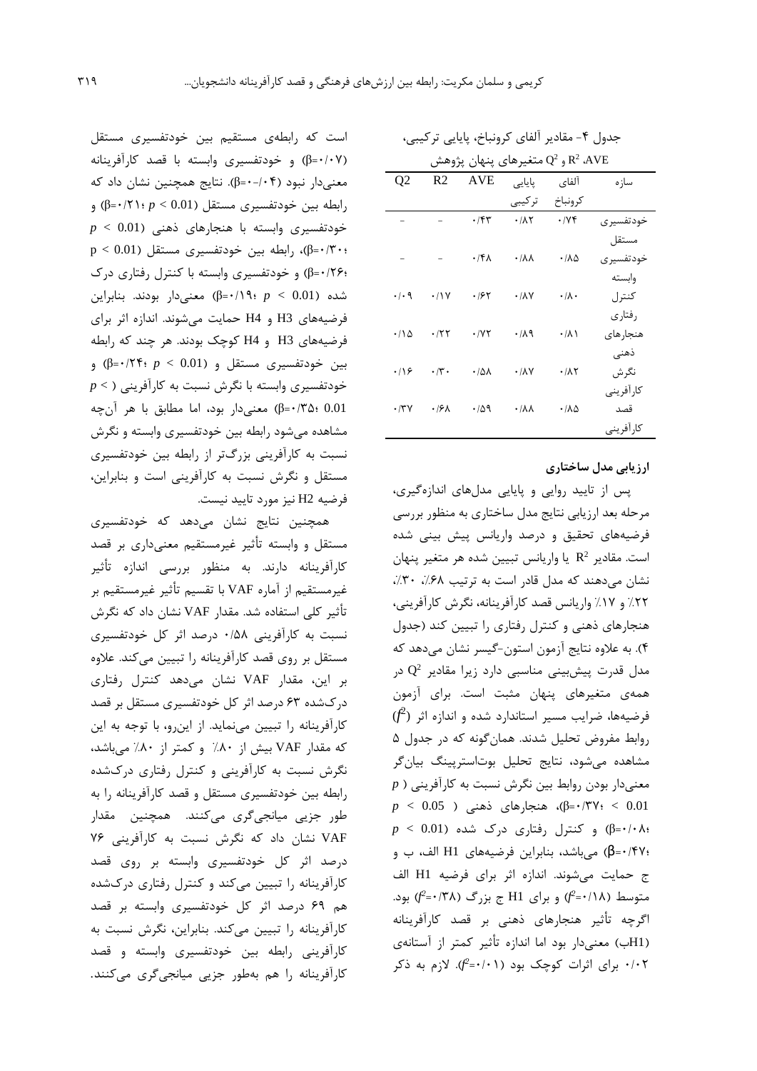جدول ۴- مقادیر آلفای کرونباخ، پایایی ترکیبی، AVE، $R^2$ و $Q^2$ متغیرهای پنهان پژوهش

| سازه | آلفای کرونباخ | پایایی ترکیبی | AVE | R2 | Q2 |
|---|---|---|---|---|---|
| خودتفسیری مستقل | ۰/۷۴ | ۰/۸۲ | ۰/۴۳ | - | - |
| خودتفسیری وابسته | ۰/۸۵ | ۰/۸۸ | ۰/۴۸ | - | - |
| کنترل رفتاری | ۰/۸۰ | ۰/۸۷ | ۰/۶۲ | ۰/۱۷ | ۰/۰۹ |
| هنجارهای ذهنی | ۰/۸۱ | ۰/۸۹ | ۰/۷۲ | ۰/۲۲ | ۰/۱۵ |
| نگرش کارآفرینی | ۰/۸۲ | ۰/۸۷ | ۰/۵۸ | ۰/۳۰ | ۰/۱۶ |
| قصد کارآفرینی | ۰/۸۵ | ۰/۸۸ | ۰/۵۹ | ۰/۶۸ | ۰/۳۷ |

### ارزیابی مدل ساختاری

پس از تایید روایی و پایایی مدل‌های اندازه‌گیری، مرحله بعد ارزیابی نتایج مدل ساختاری به منظور بررسی فرضیه‌های تحقیق و درصد واریانس پیش بینی شده است. مقادیر $R^2$ یا واریانس تبیین شده هر متغیر پنهان نشان می‌دهند که مدل قادر است به ترتیب ۶۸٪، ۳۰٪، ۲۲٪ و ۱۷٪ واریانس قصد کارآفرینانه، نگرش کارآفرینی، هنجارهای ذهنی و کنترل رفتاری را تبیین کند (جدول ۴). به علاوه نتایج آزمون استون-گیسر نشان می‌دهد که مدل قدرت پیش‌بینی مناسبی دارد زیرا مقادیر $Q^2$ در همه‌ی متغیرهای پنهان مثبت است. برای آزمون فرضیه‌ها، ضرایب مسیر استاندارد شده و اندازه اثر ($f^2$) روابط مفروض تحلیل شدند. همان‌گونه که در جدول ۵ مشاهده می‌شود، نتایج تحلیل بوت‌استرپینگ بیان‌گر معنی‌دار بودن روابط بین نگرش نسبت به کارآفرینی ($p < 0.01$؛ β=۰/۳۷)، هنجارهای ذهنی ($p < 0.05$؛ β=۰/۰۸) و کنترل رفتاری درک شده ($p < 0.01$؛ β=۰/۴۷) می‌باشد، بنابراین فرضیه‌های H1 الف، ب و ج حمایت می‌شوند. اندازه اثر برای فرضیه H1 الف متوسط ($f^2$=۰/۱۸) و برای H1 ج بزرگ ($f^2$=۰/۳۸) بود. اگرچه تأثیر هنجارهای ذهنی بر قصد کارآفرینانه (H1ب) معنی‌دار بود اما اندازه تأثیر کمتر از آستانه‌ی ۰/۰۲ برای اثرات کوچک بود ($f^2$=۰/۰۱). لازم به ذکر است که رابطه‌ی مستقیم بین خودتفسیری مستقل (β=۰/۰۷) و خودتفسیری وابسته با قصد کارآفرینانه (β=-۰/۰۴) معنی‌دار نبود. نتایج همچنین نشان داد که رابطه بین خودتفسیری مستقل ($p < 0.01$؛ β=۰/۲۱) و خودتفسیری وابسته با هنجارهای ذهنی ($p < 0.01$؛ β=۰/۳۰)، رابطه بین خودتفسیری مستقل ($p < 0.01$؛ β=۰/۲۶) و خودتفسیری وابسته با کنترل رفتاری درک شده ($p < 0.01$؛ β=۰/۱۹) معنی‌دار بودند. بنابراین فرضیه‌های H3 و H4 حمایت می‌شوند. اندازه اثر برای فرضیه‌های H3 و H4 کوچک بودند. هر چند که رابطه بین خودتفسیری مستقل ($p < 0.01$؛ β=۰/۲۴) و خودتفسیری وابسته با نگرش نسبت به کارآفرینی ($p < 0.01$؛ β=۰/۳۵) معنی‌دار بود، اما مطابق با هر آن‌چه مشاهده می‌شود رابطه بین خودتفسیری وابسته و نگرش نسبت به کارآفرینی بزرگ‌تر از رابطه بین خودتفسیری مستقل و نگرش نسبت به کارآفرینی است و بنابراین، فرضیه H2 نیز مورد تایید نیست.

همچنین نتایج نشان می‌دهد که خودتفسیری مستقل و وابسته تأثیر غیرمستقیم معنی‌داری بر قصد کارآفرینانه دارند. به منظور بررسی اندازه تأثیر غیرمستقیم از آماره VAF با تقسیم تأثیر غیرمستقیم بر تأثیر کلی استفاده شد. مقدار VAF نشان داد که نگرش نسبت به کارآفرینی ۰/۵۸ درصد اثر کل خودتفسیری مستقل بر روی قصد کارآفرینانه را تبیین می‌کند. علاوه بر این، مقدار VAF نشان می‌دهد کنترل رفتاری درک‌شده ۶۳ درصد اثر کل خودتفسیری مستقل بر قصد کارآفرینانه را تبیین می‌نماید. از این‌رو، با توجه به این که مقدار VAF بیش از ۲۰٪ و کمتر از ۸۰٪ می‌باشد، نگرش نسبت به کارآفرینی و کنترل رفتاری درک‌شده رابطه بین خودتفسیری مستقل و قصد کارآفرینانه را به طور جزیی میانجی‌گری می‌کنند. همچنین مقدار VAF نشان داد که نگرش نسبت به کارآفرینی ۷۶ درصد اثر کل خودتفسیری وابسته بر روی قصد کارآفرینانه را تبیین می‌کند و کنترل رفتاری درک‌شده هم ۶۹ درصد اثر کل خودتفسیری وابسته بر قصد کارآفرینانه را تبیین می‌کند. بنابراین، نگرش نسبت به کارآفرینی رابطه بین خودتفسیری وابسته و قصد کارآفرینانه را هم به‌طور جزیی میانجی‌گری می‌کنند.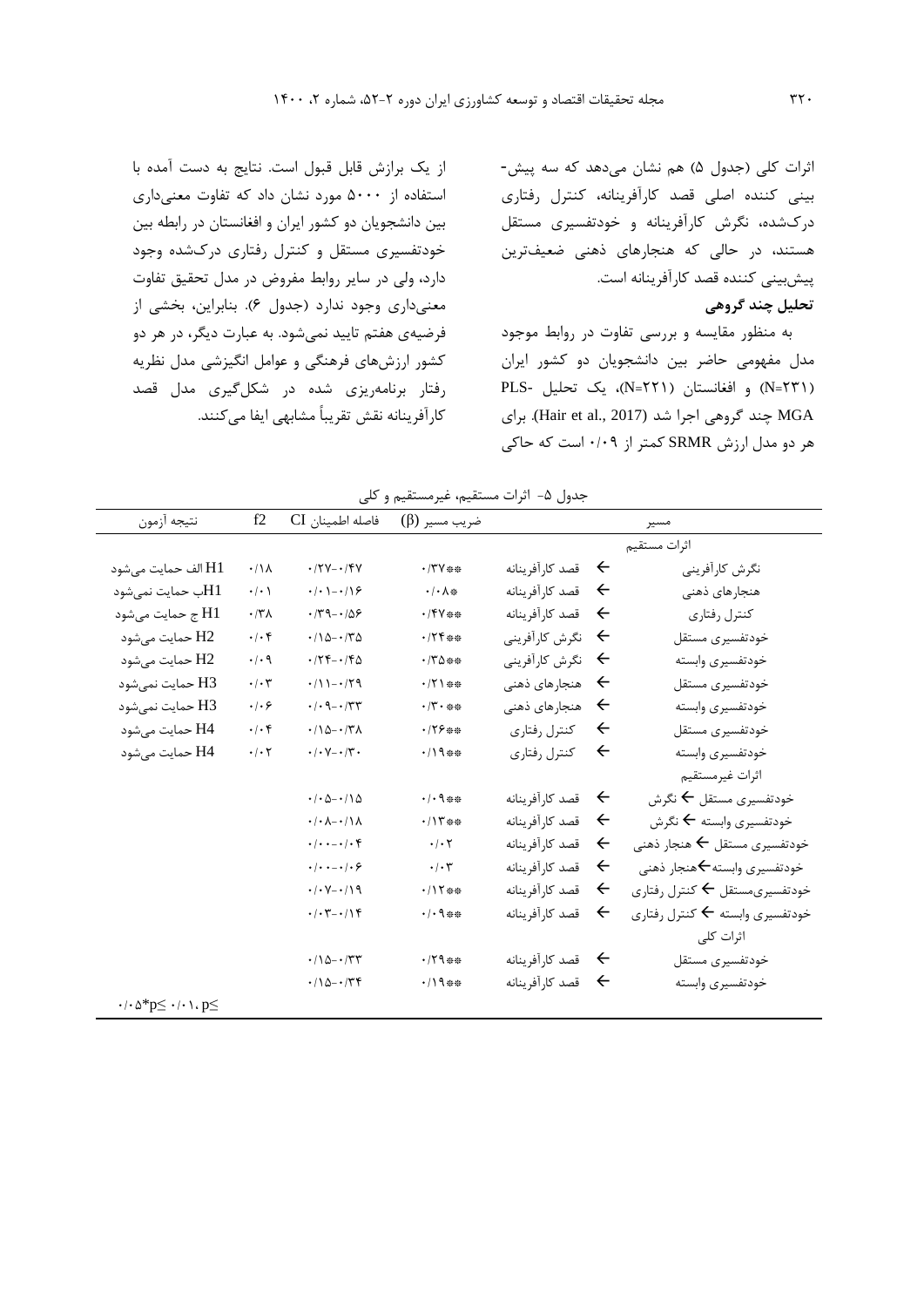اثرات کلی (جدول ۵) هم نشان می‌دهد که سه پیش‌بینی کننده اصلی قصد کارآفرینانه، کنترل رفتاری درک‌شده، نگرش کارآفرینانه و خودتفسیری مستقل هستند، در حالی که هنجارهای ذهنی ضعیف‌ترین پیش‌بینی کننده قصد کارآفرینانه است.

**تحلیل چند گروهی**

به منظور مقایسه و بررسی تفاوت در روابط موجود مدل مفهومی حاضر بین دانشجویان دو کشور ایران (N=۲۳۱) و افغانستان (N=۲۲۱)، یک تحلیل PLS-MGA چند گروهی اجرا شد (Hair et al., 2017). برای هر دو مدل ارزش SRMR کمتر از ۰/۰۹ است که حاکی از یک برازش قابل قبول است. نتایج به دست آمده با استفاده از ۵۰۰۰ مورد نشان داد که تفاوت معنی‌داری بین دانشجویان دو کشور ایران و افغانستان در رابطه بین خودتفسیری مستقل و کنترل رفتاری درک‌شده وجود دارد، ولی در سایر روابط مفروض در مدل تحقیق تفاوت معنی‌داری وجود ندارد (جدول ۶). بنابراین، بخشی از فرضیه‌ی هفتم تایید نمی‌شود. به عبارت دیگر، در هر دو کشور ارزش‌های فرهنگی و عوامل انگیزشی مدل نظریه رفتار برنامه‌ریزی شده در شکل‌گیری مدل قصد کارآفرینانه نقش تقریباً مشابهی ایفا می‌کنند.

جدول ۵- اثرات مستقیم، غیرمستقیم و کلی

| مسیر | | | ضریب مسیر (β) | فاصله اطمینان CI | f2 | نتیجه آزمون |
|---|---|---|---|---|---|---|
| اثرات مستقیم | | | | | | |
| نگرش کارآفرینی | ← | قصد کارآفرینانه | \*\*۰/۳۷ | ۰/۴۷-۰/۲۷ | ۰/۱۸ | H1 الف حمایت می‌شود |
| هنجارهای ذهنی | ← | قصد کارآفرینانه | \*۰/۰۸ | ۰/۱۶-۰/۰۱ | ۰/۰۱ | H1ب حمایت نمی‌شود |
| کنترل رفتاری | ← | قصد کارآفرینانه | \*\*۰/۴۷ | ۰/۵۶-۰/۳۹ | ۰/۳۸ | H1 ج حمایت می‌شود |
| خودتفسیری مستقل | ← | نگرش کارآفرینی | \*\*۰/۲۴ | ۰/۳۵-۰/۱۵ | ۰/۰۴ | H2 حمایت می‌شود |
| خودتفسیری وابسته | ← | نگرش کارآفرینی | \*\*۰/۳۵ | ۰/۴۵-۰/۲۴ | ۰/۰۹ | H2 حمایت می‌شود |
| خودتفسیری مستقل | ← | هنجارهای ذهنی | \*\*۰/۲۱ | ۰/۲۹-۰/۱۱ | ۰/۰۳ | H3 حمایت نمی‌شود |
| خودتفسیری وابسته | ← | هنجارهای ذهنی | \*\*۰/۳۰ | ۰/۳۳-۰/۰۹ | ۰/۰۶ | H3 حمایت نمی‌شود |
| خودتفسیری مستقل | ← | کنترل رفتاری | \*\*۰/۲۶ | ۰/۳۸-۰/۱۵ | ۰/۰۴ | H4 حمایت می‌شود |
| خودتفسیری وابسته | ← | کنترل رفتاری | \*\*۰/۱۹ | ۰/۳۰-۰/۰۷ | ۰/۰۲ | H4 حمایت می‌شود |
| اثرات غیرمستقیم | | | | | | |
| خودتفسیری مستقل ← نگرش | ← | قصد کارآفرینانه | \*\*۰/۰۹ | ۰/۱۵-۰/۰۵ | | |
| خودتفسیری وابسته ← نگرش | ← | قصد کارآفرینانه | \*\*۰/۱۳ | ۰/۱۸-۰/۰۸ | | |
| خودتفسیری مستقل ← هنجار ذهنی | ← | قصد کارآفرینانه | ۰/۰۲ | ۰/۰۴-۰/۰۰ | | |
| خودتفسیری وابسته←هنجار ذهنی | ← | قصد کارآفرینانه | ۰/۰۳ | ۰/۰۶-۰/۰۰ | | |
| خودتفسیری‌مستقل ← کنترل رفتاری | ← | قصد کارآفرینانه | \*\*۰/۱۲ | ۰/۱۹-۰/۰۷ | | |
| خودتفسیری وابسته ← کنترل رفتاری | ← | قصد کارآفرینانه | \*\*۰/۰۹ | ۰/۱۴-۰/۰۳ | | |
| اثرات کلی | | | | | | |
| خودتفسیری مستقل | ← | قصد کارآفرینانه | \*\*۰/۲۹ | ۰/۳۳-۰/۱۵ | | |
| خودتفسیری وابسته | ← | قصد کارآفرینانه | \*\*۰/۱۹ | ۰/۳۴-۰/۱۵ | | |

$^{*}p \leq ۰/۰۵$ ، $^{**}p \leq ۰/۰۱$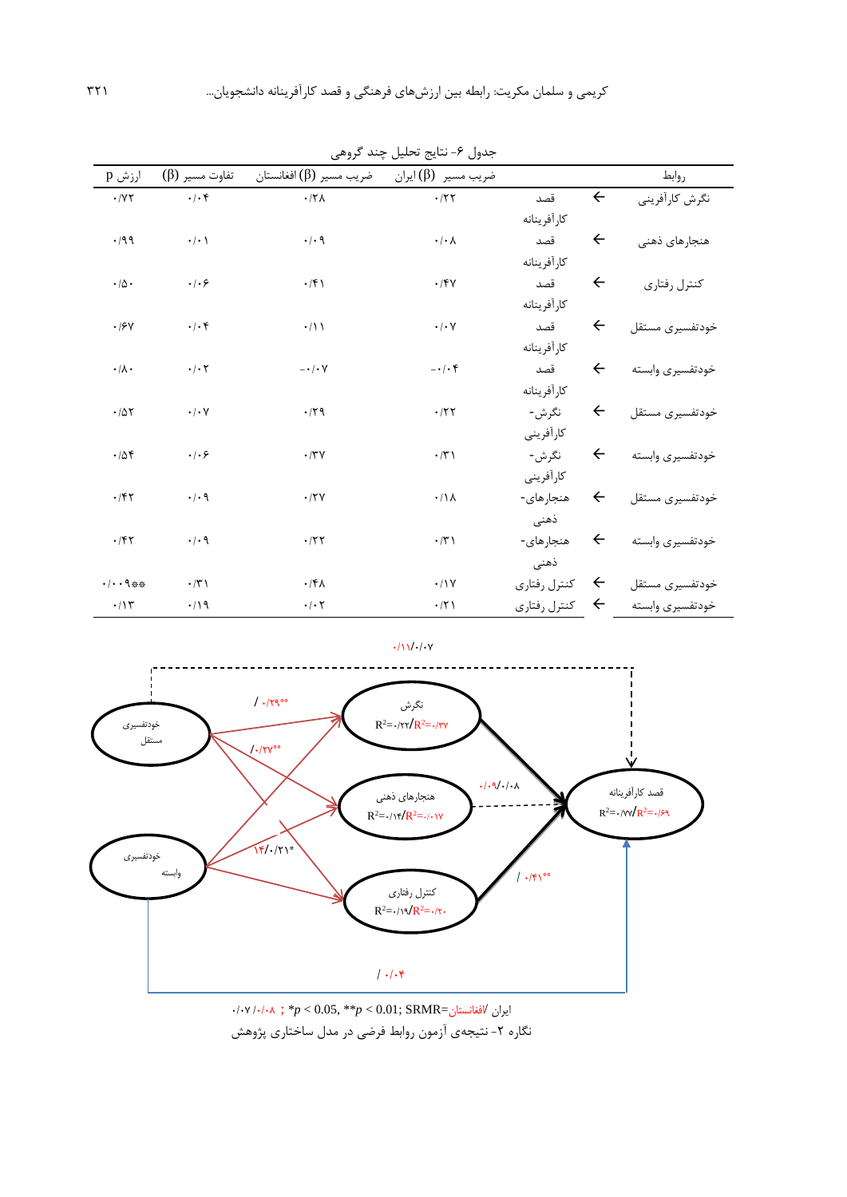جدول ۶- نتایج تحلیل چند گروهی

| روابط | | | ضریب مسیر (β) ایران | ضریب مسیر (β) افغانستان | تفاوت مسیر (β) | ارزش p |
|---|---|---|---|---|---|---|
| نگرش کارآفرینی | ← | قصد کارآفرینانه | ۰/۲۲ | ۰/۲۸ | ۰/۰۴ | ۰/۷۲ |
| هنجارهای ذهنی | ← | قصد کارآفرینانه | ۰/۰۸ | ۰/۰۹ | ۰/۰۱ | ۰/۹۹ |
| کنترل رفتاری | ← | قصد کارآفرینانه | ۰/۴۷ | ۰/۴۱ | ۰/۰۶ | ۰/۵۰ |
| خودتفسیری مستقل | ← | قصد کارآفرینانه | ۰/۰۷ | ۰/۱۱ | ۰/۰۴ | ۰/۶۷ |
| خودتفسیری وابسته | ← | قصد کارآفرینانه | -۰/۰۴ | -۰/۰۷ | ۰/۰۲ | ۰/۸۰ |
| خودتفسیری مستقل | ← | نگرش-کارآفرینی | ۰/۲۲ | ۰/۲۹ | ۰/۰۷ | ۰/۵۲ |
| خودتفسیری وابسته | ← | نگرش-کارآفرینی | ۰/۳۱ | ۰/۳۷ | ۰/۰۶ | ۰/۵۴ |
| خودتفسیری مستقل | ← | هنجارهای-ذهنی | ۰/۱۸ | ۰/۲۷ | ۰/۰۹ | ۰/۴۲ |
| خودتفسیری وابسته | ← | هنجارهای-ذهنی | ۰/۳۱ | ۰/۲۲ | ۰/۰۹ | ۰/۴۲ |
| خودتفسیری مستقل | ← | کنترل رفتاری | ۰/۱۷ | ۰/۴۸ | ۰/۳۱ | \*\*۰/۰۰۹ |
| خودتفسیری وابسته | ← | کنترل رفتاری | ۰/۲۱ | ۰/۰۲ | ۰/۱۹ | ۰/۱۳ |

ایران/ افغانستان= SRMR; \*$p < 0.05$, \*\*$p < 0.01$; ۰/۰۷ /۰/۰۸

نگاره ۲- نتیجه‌ی آزمون روابط فرضی در مدل ساختاری پژوهش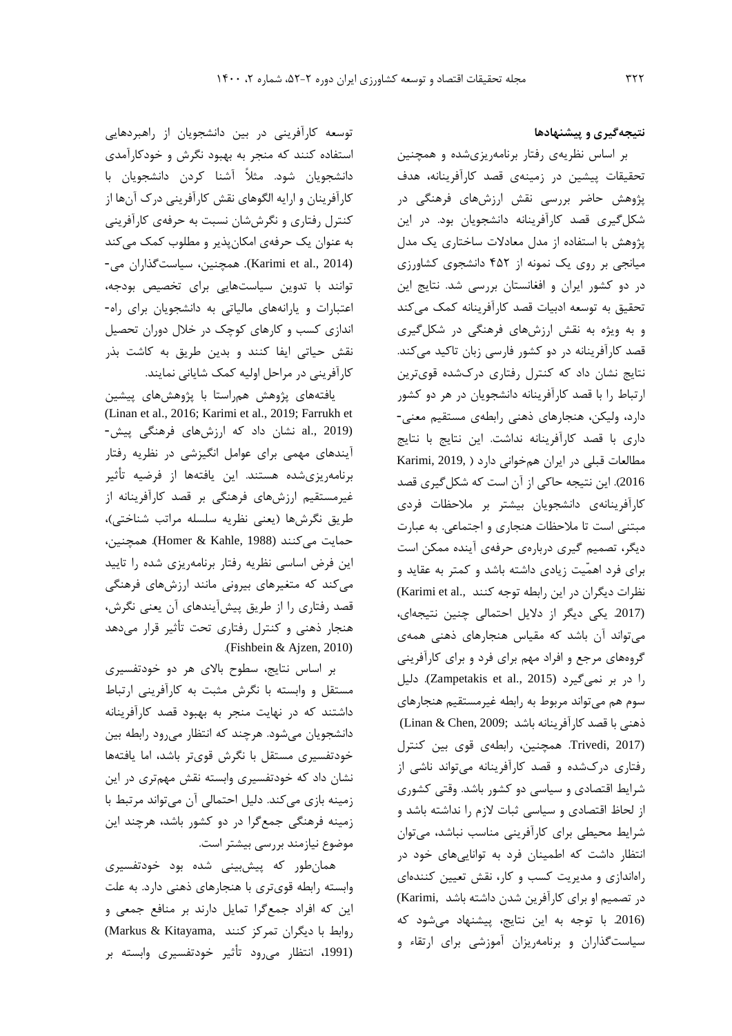## نتیجه‌گیری و پیشنهادها

بر اساس نظریه‌ی رفتار برنامه‌ریزی‌شده و همچنین تحقیقات پیشین در زمینه‌ی قصد کارآفرینانه، هدف پژوهش حاضر بررسی نقش ارزش‌های فرهنگی در شکل‌گیری قصد کارآفرینانه دانشجویان بود. در این پژوهش با استفاده از مدل معادلات ساختاری یک مدل میانجی بر روی یک نمونه از ۴۵۲ دانشجوی کشاورزی در دو کشور ایران و افغانستان بررسی شد. نتایج این تحقیق به توسعه ادبیات قصد کارآفرینانه کمک می‌کند و به ویژه به نقش ارزش‌های فرهنگی در شکل‌گیری قصد کارآفرینانه در دو کشور فارسی زبان تاکید می‌کند. نتایج نشان داد که کنترل رفتاری درک‌شده قوی‌ترین ارتباط را با قصد کارآفرینانه دانشجویان در هر دو کشور دارد، ولیکن، هنجارهای ذهنی رابطه‌ی مستقیم معنی‌داری با قصد کارآفرینانه نداشت. این نتایج با نتایج مطالعات قبلی در ایران هم‌خوانی دارد (Karimi, 2019, 2016). این نتیجه حاکی از آن است که شکل‌گیری قصد کارآفرینانه‌ی دانشجویان بیشتر بر ملاحظات فردی مبتنی است تا ملاحظات هنجاری و اجتماعی. به عبارت دیگر، تصمیم گیری درباره‌ی حرفه‌ی آینده ممکن است برای فرد اهمّیت زیادی داشته باشد و کمتر به عقاید و نظرات دیگران در این رابطه توجه کنند (Karimi et al., 2017). یکی دیگر از دلایل احتمالی چنین نتیجه‌ای، می‌تواند آن باشد که مقیاس هنجارهای ذهنی همه‌ی گروه‌های مرجع و افراد مهم برای فرد و برای کارآفرینی را در بر نمی‌گیرد (Zampetakis et al., 2015). دلیل سوم هم می‌تواند مربوط به رابطه غیرمستقیم هنجارهای ذهنی با قصد کارآفرینانه باشد (Linan & Chen, 2009; Trivedi, 2017). همچنین، رابطه‌ی قوی بین کنترل رفتاری درک‌شده و قصد کارآفرینانه می‌تواند ناشی از شرایط اقتصادی و سیاسی دو کشور باشد. وقتی کشوری از لحاظ اقتصادی و سیاسی ثبات لازم را نداشته باشد و شرایط محیطی برای کارآفرینی مناسب نباشد، می‌توان انتظار داشت که اطمینان فرد به توانایی‌های خود در راه‌اندازی و مدیریت کسب و کار، نقش تعیین کننده‌ای در تصمیم او برای کارآفرین شدن داشته باشد (Karimi, 2016). با توجه به این نتایج، پیشنهاد می‌شود که سیاست‌گذاران و برنامه‌ریزان آموزشی برای ارتقاء و توسعه کارآفرینی در بین دانشجویان از راهبردهایی استفاده کنند که منجر به بهبود نگرش و خودکارآمدی دانشجویان شود. مثلاً آشنا کردن دانشجویان با کارآفرینان و ارایه الگوهای نقش کارآفرینی درک آن‌ها از کنترل رفتاری و نگرش‌شان نسبت به حرفه‌ی کارآفرینی به عنوان یک حرفه‌ی امکان‌پذیر و مطلوب کمک می‌کند (Karimi et al., 2014). همچنین، سیاست‌گذاران می‌توانند با تدوین سیاست‌هایی برای تخصیص بودجه، اعتبارات و یارانه‌های مالیاتی به دانشجویان برای راه‌اندازی کسب و کارهای کوچک در خلال دوران تحصیل نقش حیاتی ایفا کنند و بدین طریق به کاشت بذر کارآفرینی در مراحل اولیه کمک شایانی نمایند.

یافته‌های پژوهش هم‌راستا با پژوهش‌های پیشین (Linan et al., 2016; Karimi et al., 2019; Farrukh et al., 2019) نشان داد که ارزش‌های فرهنگی پیش‌آیندهای مهمی برای عوامل انگیزشی در نظریه رفتار برنامه‌ریزی‌شده هستند. این یافته‌ها از فرضیه تأثیر غیرمستقیم ارزش‌های فرهنگی بر قصد کارآفرینانه از طریق نگرش‌ها (یعنی نظریه سلسله مراتب شناختی)، حمایت می‌کنند (Homer & Kahle, 1988). همچنین، این فرض اساسی نظریه رفتار برنامه‌ریزی شده را تایید می‌کند که متغیرهای بیرونی مانند ارزش‌های فرهنگی قصد رفتاری را از طریق پیش‌آیندهای آن یعنی نگرش، هنجار ذهنی و کنترل رفتاری تحت تأثیر قرار می‌دهد (Fishbein & Ajzen, 2010).

بر اساس نتایج، سطوح بالای هر دو خودتفسیری مستقل و وابسته با نگرش مثبت به کارآفرینی ارتباط داشتند که در نهایت منجر به بهبود قصد کارآفرینانه دانشجویان می‌شود. هرچند که انتظار می‌رود رابطه بین خودتفسیری مستقل با نگرش قوی‌تر باشد، اما یافته‌ها نشان داد که خودتفسیری وابسته نقش مهم‌تری در این زمینه بازی می‌کند. دلیل احتمالی آن می‌تواند مرتبط با زمینه فرهنگی جمع‌گرا در دو کشور باشد، هرچند این موضوع نیازمند بررسی بیشتر است.

همان‌طور که پیش‌بینی شده بود خودتفسیری وابسته رابطه قوی‌تری با هنجارهای ذهنی دارد. به علت این که افراد جمع‌گرا تمایل دارند بر منافع جمعی و روابط با دیگران تمرکز کنند (Markus & Kitayama, 1991)، انتظار می‌رود تأثیر خودتفسیری وابسته بر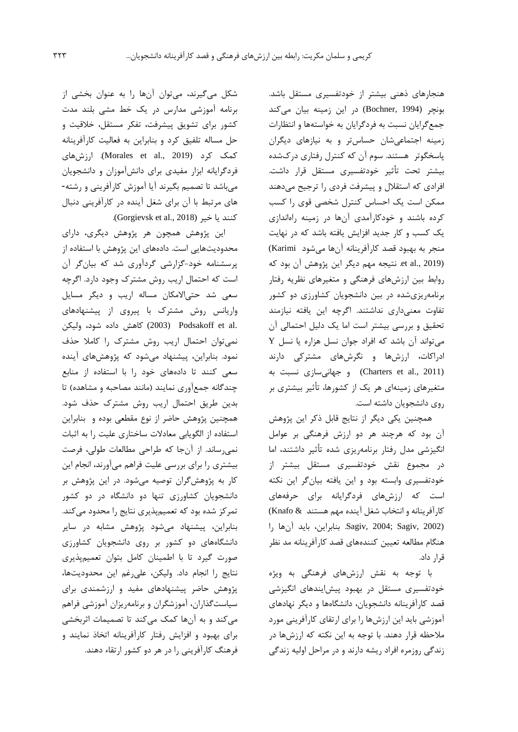هنجارهای ذهنی بیشتر از خودتفسیری مستقل باشد. بونچر (Bochner, 1994) در این زمینه بیان می‌کند جمع‌گرایان نسبت به فردگرایان به خواسته‌ها و انتظارات زمینه اجتماعی‌شان حساس‌تر و به نیازهای دیگران پاسخگوتر هستند. سوم آن که کنترل رفتاری درک‌شده بیشتر تحت تأثیر خودتفسیری مستقل قرار داشت. افرادی که استقلال و پیشرفت فردی را ترجیح می‌دهند ممکن است یک احساس کنترل شخصی قوی را کسب کرده باشند و خودکارآمدی آن‌ها در زمینه راه‌اندازی یک کسب و کار جدید افزایش یافته باشد که در نهایت منجر به بهبود قصد کارآفرینانه آن‌ها می‌شود (Karimi et al., 2019). نتیجه مهم دیگر این پژوهش آن بود که روابط بین ارزش‌های فرهنگی و متغیرهای نظریه رفتار برنامه‌ریزی‌شده در بین دانشجویان کشاورزی دو کشور تفاوت معنی‌داری نداشتند. اگرچه این یافته نیازمند تحقیق و بررسی بیشتر است اما یک دلیل احتمالی آن می‌تواند آن باشد که افراد جوان نسل هزاره یا نسل Y ادراکات، ارزش‌ها و نگرش‌های مشترکی دارند (Charters et al., 2011) و جهانی‌سازی نسبت به متغیرهای زمینه‌ای هر یک از کشورها، تأثیر بیشتری بر روی دانشجویان داشته است.

همچنین یکی دیگر از نتایج قابل ذکر این پژوهش آن بود که هرچند هر دو ارزش فرهنگی بر عوامل انگیزشی مدل رفتار برنامه‌ریزی شده تأثیر داشتند، اما در مجموع نقش خودتفسیری مستقل بیشتر از خودتفسیری وابسته بود و این یافته بیان‌گر این نکته است که ارزش‌های فردگرایانه برای حرفه‌های کارآفرینانه و انتخاب شغل آینده مهم هستند (Knafo & Sagiv, 2004; Sagiv, 2002). بنابراین، باید آن‌ها را هنگام مطالعه تعیین کننده‌های قصد کارآفرینانه مد نظر قرار داد.

با توجه به نقش ارزش‌های فرهنگی به ویژه خودتفسیری مستقل در بهبود پیش‌ایندهای انگیزشی قصد کارآفرینانه دانشجویان، دانشگاه‌ها و دیگر نهادهای آموزشی باید این ارزش‌ها را برای ارتقای کارآفرینی مورد ملاحظه قرار دهند. با توجه به این نکته که ارزش‌ها در زندگی روزمره افراد ریشه دارند و در مراحل اولیه زندگی شکل می‌گیرند، می‌توان آن‌ها را به عنوان بخشی از برنامه آموزشی مدارس در یک خط مشی بلند مدت کشور برای تشویق پیشرفت، تفکر مستقل، خلاقیت و حل مساله تلفیق کرد و بنابراین به فعالیت کارآفرینانه کمک کرد (Morales et al., 2019). ارزش‌های فردگرایانه ابزار مفیدی برای دانش‌آموزان و دانشجویان می‌باشد تا تصمیم بگیرند آیا آموزش کارآفرینی و رشته‌های مرتبط با آن برای شغل آینده در کارآفرینی دنبال کنند یا خیر (Gorgievsk et al., 2018).

این پژوهش همچون هر پژوهش دیگری، دارای محدودیت‌هایی است. داده‌های این پژوهش با استفاده از پرسشنامه خود-گزارشی گردآوری شد که بیان‌گر آن است که احتمال اریب روش مشترک وجود دارد. اگرچه سعی شد حتی‌الامکان مساله اریب و دیگر مسایل واریانس روش مشترک با پیروی از پیشنهادهای Podsakoff et al. (2003) کاهش داده شود، ولیکن نمی‌توان احتمال اریب روش مشترک را کاملا حذف نمود. بنابراین، پیشنهاد می‌شود که پژوهش‌های آینده سعی کنند تا داده‌های خود را با استفاده از منابع چندگانه جمع‌آوری نمایند (مانند مصاحبه و مشاهده) تا بدین طریق احتمال اریب روش مشترک حذف شود. همچنین پژوهش حاضر از نوع مقطعی بوده و بنابراین استفاده از الگویابی معادلات ساختاری علیت را به اثبات نمی‌رساند. از آن‌جا که طراحی مطالعات طولی، فرصت بیشتری را برای بررسی علیت فراهم می‌آورند، انجام این کار به پژوهش‌گران توصیه می‌شود. در این پژوهش بر دانشجویان کشاورزی تنها دو دانشگاه در دو کشور تمرکز شده بود که تعمیم‌پذیری نتایج را محدود می‌کند. بنابراین، پیشنهاد می‌شود پژوهش مشابه در سایر دانشگاه‌های دو کشور بر روی دانشجویان کشاورزی صورت گیرد تا با اطمینان کامل بتوان تعمیم‌پذیری نتایج را انجام داد. ولیکن، علی‌رغم این محدودیت‌ها، پژوهش حاضر پیشنهادهای مفید و ارزشمندی برای سیاست‌گذاران، آموزشگران و برنامه‌ریزان آموزشی فراهم می‌کند و به آن‌ها کمک می‌کند تا تصمیمات اثربخشی برای بهبود و افزایش رفتار کارآفرینانه اتخاذ نمایند و فرهنگ کارآفرینی را در هر دو کشور ارتقاء دهند.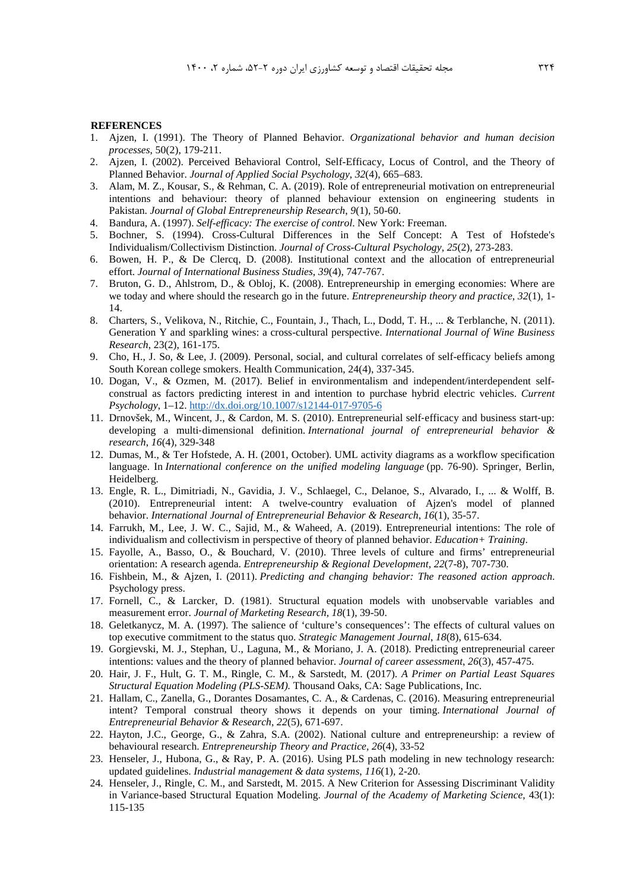**REFERENCES**

1. Ajzen, I. (1991). The Theory of Planned Behavior. *Organizational behavior and human decision processes*, 50(2), 179-211.
2. Ajzen, I. (2002). Perceived Behavioral Control, Self-Efficacy, Locus of Control, and the Theory of Planned Behavior. *Journal of Applied Social Psychology, 32*(4), 665–683.
3. Alam, M. Z., Kousar, S., & Rehman, C. A. (2019). Role of entrepreneurial motivation on entrepreneurial intentions and behaviour: theory of planned behaviour extension on engineering students in Pakistan. *Journal of Global Entrepreneurship Research*, *9*(1), 50-60.
4. Bandura, A. (1997). *Self-efficacy: The exercise of control*. New York: Freeman.
5. Bochner, S. (1994). Cross-Cultural Differences in the Self Concept: A Test of Hofstede's Individualism/Collectivism Distinction. *Journal of Cross-Cultural Psychology, 25*(2), 273-283.
6. Bowen, H. P., & De Clercq, D. (2008). Institutional context and the allocation of entrepreneurial effort. *Journal of International Business Studies*, *39*(4), 747-767.
7. Bruton, G. D., Ahlstrom, D., & Obloj, K. (2008). Entrepreneurship in emerging economies: Where are we today and where should the research go in the future. *Entrepreneurship theory and practice*, *32*(1), 1-14.
8. Charters, S., Velikova, N., Ritchie, C., Fountain, J., Thach, L., Dodd, T. H., ... & Terblanche, N. (2011). Generation Y and sparkling wines: a cross-cultural perspective. *International Journal of Wine Business Research*, 23(2), 161-175.
9. Cho, H., J. So, & Lee, J. (2009). Personal, social, and cultural correlates of self-efficacy beliefs among South Korean college smokers. Health Communication, 24(4), 337-345.
10. Dogan, V., & Ozmen, M. (2017). Belief in environmentalism and independent/interdependent self-construal as factors predicting interest in and intention to purchase hybrid electric vehicles. *Current Psychology*, 1–12. http://dx.doi.org/10.1007/s12144-017-9705-6
11. Drnovšek, M., Wincent, J., & Cardon, M. S. (2010). Entrepreneurial self-efficacy and business start-up: developing a multi-dimensional definition. *International journal of entrepreneurial behavior & research*, *16*(4), 329-348
12. Dumas, M., & Ter Hofstede, A. H. (2001, October). UML activity diagrams as a workflow specification language. In *International conference on the unified modeling language* (pp. 76-90). Springer, Berlin, Heidelberg.
13. Engle, R. L., Dimitriadi, N., Gavidia, J. V., Schlaegel, C., Delanoe, S., Alvarado, I., ... & Wolff, B. (2010). Entrepreneurial intent: A twelve-country evaluation of Ajzen's model of planned behavior. *International Journal of Entrepreneurial Behavior & Research*, *16*(1), 35-57.
14. Farrukh, M., Lee, J. W. C., Sajid, M., & Waheed, A. (2019). Entrepreneurial intentions: The role of individualism and collectivism in perspective of theory of planned behavior. *Education+ Training*.
15. Fayolle, A., Basso, O., & Bouchard, V. (2010). Three levels of culture and firms' entrepreneurial orientation: A research agenda. *Entrepreneurship & Regional Development*, *22*(7-8), 707-730.
16. Fishbein, M., & Ajzen, I. (2011). *Predicting and changing behavior: The reasoned action approach*. Psychology press.
17. Fornell, C., & Larcker, D. (1981). Structural equation models with unobservable variables and measurement error. *Journal of Marketing Research, 18*(1), 39-50.
18. Geletkanycz, M. A. (1997). The salience of 'culture's consequences': The effects of cultural values on top executive commitment to the status quo. *Strategic Management Journal*, *18*(8), 615-634.
19. Gorgievski, M. J., Stephan, U., Laguna, M., & Moriano, J. A. (2018). Predicting entrepreneurial career intentions: values and the theory of planned behavior. *Journal of career assessment*, *26*(3), 457-475.
20. Hair, J. F., Hult, G. T. M., Ringle, C. M., & Sarstedt, M. (2017). *A Primer on Partial Least Squares Structural Equation Modeling (PLS-SEM).* Thousand Oaks, CA: Sage Publications, Inc.
21. Hallam, C., Zanella, G., Dorantes Dosamantes, C. A., & Cardenas, C. (2016). Measuring entrepreneurial intent? Temporal construal theory shows it depends on your timing. *International Journal of Entrepreneurial Behavior & Research*, *22*(5), 671-697.
22. Hayton, J.C., George, G., & Zahra, S.A. (2002). National culture and entrepreneurship: a review of behavioural research. *Entrepreneurship Theory and Practice, 26*(4), 33-52
23. Henseler, J., Hubona, G., & Ray, P. A. (2016). Using PLS path modeling in new technology research: updated guidelines. *Industrial management & data systems*, *116*(1), 2-20.
24. Henseler, J., Ringle, C. M., and Sarstedt, M. 2015. A New Criterion for Assessing Discriminant Validity in Variance-based Structural Equation Modeling. *Journal of the Academy of Marketing Science*, 43(1): 115-135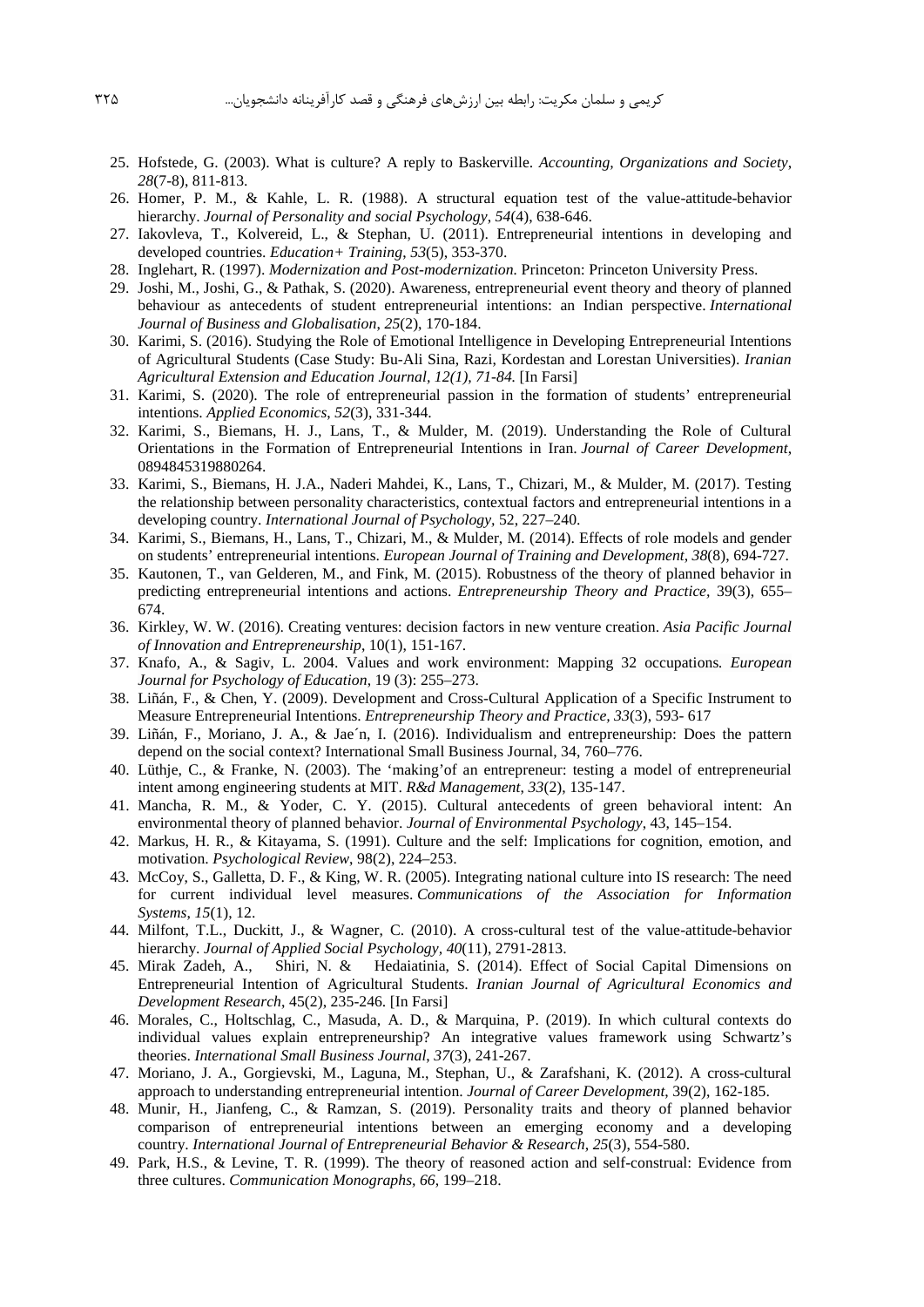25. Hofstede, G. (2003). What is culture? A reply to Baskerville. *Accounting, Organizations and Society*, *28*(7-8), 811-813.
26. Homer, P. M., & Kahle, L. R. (1988). A structural equation test of the value-attitude-behavior hierarchy. *Journal of Personality and social Psychology*, *54*(4), 638-646.
27. Iakovleva, T., Kolvereid, L., & Stephan, U. (2011). Entrepreneurial intentions in developing and developed countries. *Education+ Training*, *53*(5), 353-370.
28. Inglehart, R. (1997). *Modernization and Post-modernization.* Princeton: Princeton University Press.
29. Joshi, M., Joshi, G., & Pathak, S. (2020). Awareness, entrepreneurial event theory and theory of planned behaviour as antecedents of student entrepreneurial intentions: an Indian perspective. *International Journal of Business and Globalisation*, *25*(2), 170-184.
30. Karimi, S. (2016). Studying the Role of Emotional Intelligence in Developing Entrepreneurial Intentions of Agricultural Students (Case Study: Bu-Ali Sina, Razi, Kordestan and Lorestan Universities). *Iranian Agricultural Extension and Education Journal, 12(1), 71-84.* [In Farsi]
31. Karimi, S. (2020). The role of entrepreneurial passion in the formation of students' entrepreneurial intentions. *Applied Economics*, *52*(3), 331-344.
32. Karimi, S., Biemans, H. J., Lans, T., & Mulder, M. (2019). Understanding the Role of Cultural Orientations in the Formation of Entrepreneurial Intentions in Iran. *Journal of Career Development*, 0894845319880264.
33. Karimi, S., Biemans, H. J.A., Naderi Mahdei, K., Lans, T., Chizari, M., & Mulder, M. (2017). Testing the relationship between personality characteristics, contextual factors and entrepreneurial intentions in a developing country. *International Journal of Psychology*, 52, 227–240.
34. Karimi, S., Biemans, H., Lans, T., Chizari, M., & Mulder, M. (2014). Effects of role models and gender on students' entrepreneurial intentions. *European Journal of Training and Development*, *38*(8), 694-727.
35. Kautonen, T., van Gelderen, M., and Fink, M. (2015). Robustness of the theory of planned behavior in predicting entrepreneurial intentions and actions. *Entrepreneurship Theory and Practice,* 39(3), 655–674.
36. Kirkley, W. W. (2016). Creating ventures: decision factors in new venture creation. *Asia Pacific Journal of Innovation and Entrepreneurship*, 10(1), 151-167.
37. Knafo, A., & Sagiv, L. 2004. Values and work environment: Mapping 32 occupations*. European Journal for Psychology of Education*, 19 (3): 255–273.
38. Liñán, F., & Chen, Y. (2009). Development and Cross-Cultural Application of a Specific Instrument to Measure Entrepreneurial Intentions. *Entrepreneurship Theory and Practice*, *33*(3), 593- 617
39. Liñán, F., Moriano, J. A., & Jae´n, I. (2016). Individualism and entrepreneurship: Does the pattern depend on the social context? International Small Business Journal, 34, 760–776.
40. Lüthje, C., & Franke, N. (2003). The 'making'of an entrepreneur: testing a model of entrepreneurial intent among engineering students at MIT. *R&d Management*, *33*(2), 135-147.
41. Mancha, R. M., & Yoder, C. Y. (2015). Cultural antecedents of green behavioral intent: An environmental theory of planned behavior. *Journal of Environmental Psychology*, 43, 145–154.
42. Markus, H. R., & Kitayama, S. (1991). Culture and the self: Implications for cognition, emotion, and motivation. *Psychological Review*, 98(2), 224–253.
43. McCoy, S., Galletta, D. F., & King, W. R. (2005). Integrating national culture into IS research: The need for current individual level measures. *Communications of the Association for Information Systems*, *15*(1), 12.
44. Milfont, T.L., Duckitt, J., & Wagner, C. (2010). A cross-cultural test of the value-attitude-behavior hierarchy. *Journal of Applied Social Psychology*, *40*(11), 2791-2813.
45. Mirak Zadeh, A., Shiri, N. & Hedaiatinia, S. (2014). Effect of Social Capital Dimensions on Entrepreneurial Intention of Agricultural Students. *Iranian Journal of Agricultural Economics and Development Research*, 45(2), 235-246. [In Farsi]
46. Morales, C., Holtschlag, C., Masuda, A. D., & Marquina, P. (2019). In which cultural contexts do individual values explain entrepreneurship? An integrative values framework using Schwartz's theories. *International Small Business Journal*, *37*(3), 241-267.
47. Moriano, J. A., Gorgievski, M., Laguna, M., Stephan, U., & Zarafshani, K. (2012). A cross-cultural approach to understanding entrepreneurial intention. *Journal of Career Development*, 39(2), 162-185.
48. Munir, H., Jianfeng, C., & Ramzan, S. (2019). Personality traits and theory of planned behavior comparison of entrepreneurial intentions between an emerging economy and a developing country. *International Journal of Entrepreneurial Behavior & Research*, *25*(3), 554-580.
49. Park, H.S., & Levine, T. R. (1999). The theory of reasoned action and self-construal: Evidence from three cultures. *Communication Monographs*, *66*, 199–218.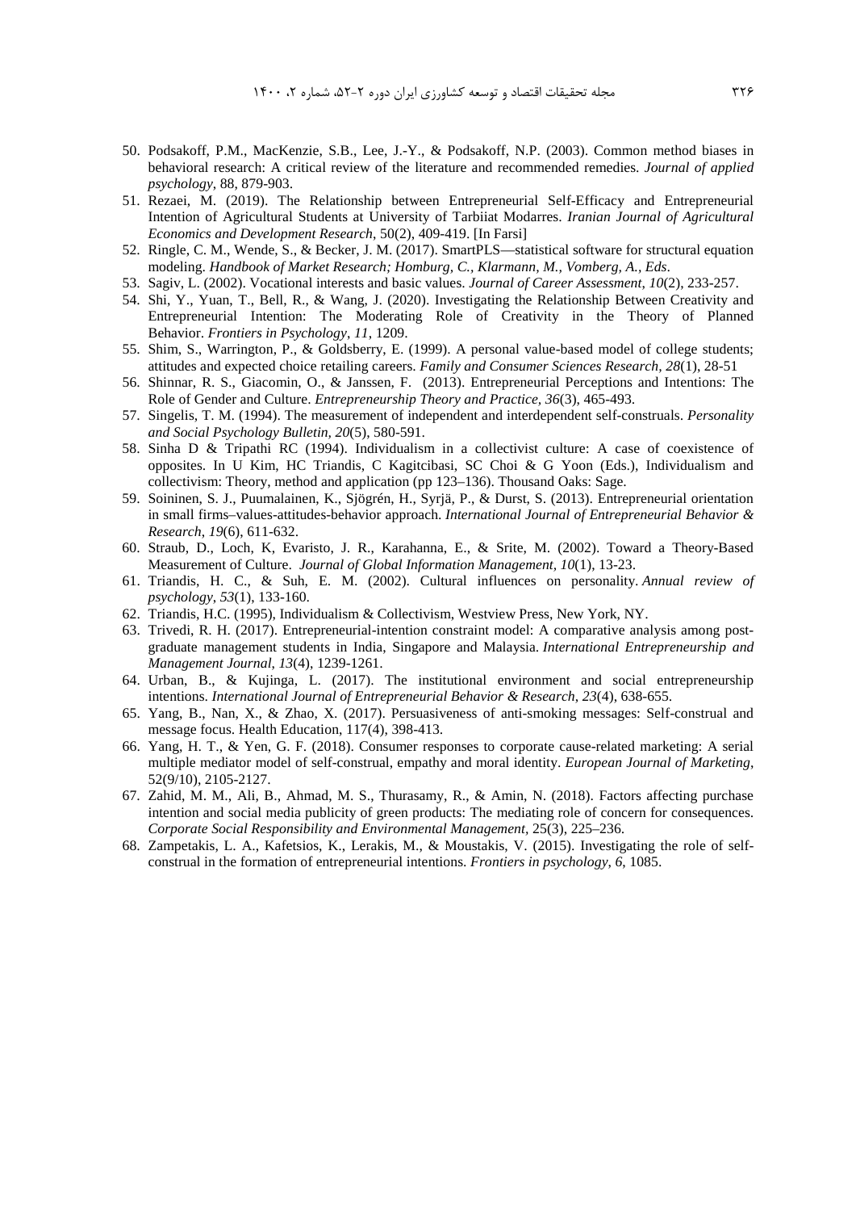50. Podsakoff, P.M., MacKenzie, S.B., Lee, J.-Y., & Podsakoff, N.P. (2003). Common method biases in behavioral research: A critical review of the literature and recommended remedies. *Journal of applied psychology*, 88, 879-903.
51. Rezaei, M. (2019). The Relationship between Entrepreneurial Self-Efficacy and Entrepreneurial Intention of Agricultural Students at University of Tarbiiat Modarres. *Iranian Journal of Agricultural Economics and Development Research*, 50(2), 409-419. [In Farsi]
52. Ringle, C. M., Wende, S., & Becker, J. M. (2017). SmartPLS—statistical software for structural equation modeling. *Handbook of Market Research; Homburg, C., Klarmann, M., Vomberg, A., Eds*.
53. Sagiv, L. (2002). Vocational interests and basic values. *Journal of Career Assessment, 10*(2), 233-257.
54. Shi, Y., Yuan, T., Bell, R., & Wang, J. (2020). Investigating the Relationship Between Creativity and Entrepreneurial Intention: The Moderating Role of Creativity in the Theory of Planned Behavior. *Frontiers in Psychology*, *11*, 1209.
55. Shim, S., Warrington, P., & Goldsberry, E. (1999). A personal value-based model of college students; attitudes and expected choice retailing careers. *Family and Consumer Sciences Research, 28*(1), 28-51
56. Shinnar, R. S., Giacomin, O., & Janssen, F. (2013). Entrepreneurial Perceptions and Intentions: The Role of Gender and Culture. *Entrepreneurship Theory and Practice, 36*(3), 465-493.
57. Singelis, T. M. (1994). The measurement of independent and interdependent self-construals. *Personality and Social Psychology Bulletin, 20*(5), 580-591.
58. Sinha D & Tripathi RC (1994). Individualism in a collectivist culture: A case of coexistence of opposites. In U Kim, HC Triandis, C Kagitcibasi, SC Choi & G Yoon (Eds.), Individualism and collectivism: Theory, method and application (pp 123–136). Thousand Oaks: Sage.
59. Soininen, S. J., Puumalainen, K., Sjögrén, H., Syrjä, P., & Durst, S. (2013). Entrepreneurial orientation in small firms–values-attitudes-behavior approach. *International Journal of Entrepreneurial Behavior & Research*, *19*(6), 611-632.
60. Straub, D., Loch, K, Evaristo, J. R., Karahanna, E., & Srite, M. (2002). Toward a Theory-Based Measurement of Culture. *Journal of Global Information Management, 10*(1), 13-23.
61. Triandis, H. C., & Suh, E. M. (2002). Cultural influences on personality. *Annual review of psychology*, *53*(1), 133-160.
62. Triandis, H.C. (1995), Individualism & Collectivism, Westview Press, New York, NY.
63. Trivedi, R. H. (2017). Entrepreneurial-intention constraint model: A comparative analysis among post-graduate management students in India, Singapore and Malaysia. *International Entrepreneurship and Management Journal*, *13*(4), 1239-1261.
64. Urban, B., & Kujinga, L. (2017). The institutional environment and social entrepreneurship intentions. *International Journal of Entrepreneurial Behavior & Research*, *23*(4), 638-655.
65. Yang, B., Nan, X., & Zhao, X. (2017). Persuasiveness of anti-smoking messages: Self-construal and message focus. Health Education, 117(4), 398-413.
66. Yang, H. T., & Yen, G. F. (2018). Consumer responses to corporate cause-related marketing: A serial multiple mediator model of self-construal, empathy and moral identity. *European Journal of Marketing*, 52(9/10), 2105-2127.
67. Zahid, M. M., Ali, B., Ahmad, M. S., Thurasamy, R., & Amin, N. (2018). Factors affecting purchase intention and social media publicity of green products: The mediating role of concern for consequences. *Corporate Social Responsibility and Environmental Management*, 25(3), 225–236.
68. Zampetakis, L. A., Kafetsios, K., Lerakis, M., & Moustakis, V. (2015). Investigating the role of self-construal in the formation of entrepreneurial intentions. *Frontiers in psychology*, *6*, 1085.